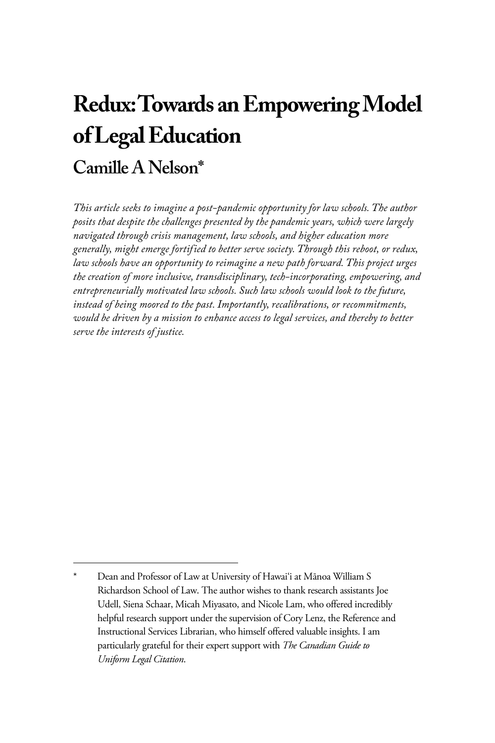# Redux: Towards an Empowering Model of Legal Education

## Camille A Nelson*

*This article seeks to imagine a post-pandemic opportunity for law schools. The author posits that despite the challenges presented by the pandemic years, which were largely navigated through crisis management, law schools, and higher education more generally, might emerge fortified to better serve society. Through this reboot, or redux, law schools have an opportunity to reimagine a new path forward. This project urges the creation of more inclusive, transdisciplinary, tech-incorporating, empowering, and entrepreneurially motivated law schools. Such law schools would look to the future, instead of being moored to the past. Importantly, recalibrations, or recommitments, would be driven by a mission to enhance access to legal services, and thereby to better serve the interests of justice.*

---

\* Dean and Professor of Law at University of Hawaiʻi at Mānoa William S Richardson School of Law. The author wishes to thank research assistants Joe Udell, Siena Schaar, Micah Miyasato, and Nicole Lam, who offered incredibly helpful research support under the supervision of Cory Lenz, the Reference and Instructional Services Librarian, who himself offered valuable insights. I am particularly grateful for their expert support with *The Canadian Guide to Uniform Legal Citation*.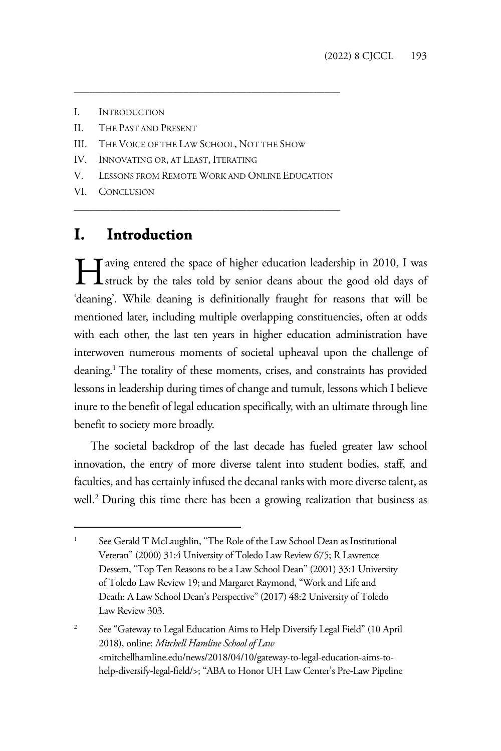I. INTRODUCTION
II. THE PAST AND PRESENT
III. THE VOICE OF THE LAW SCHOOL, NOT THE SHOW
IV. INNOVATING OR, AT LEAST, ITERATING
V. LESSONS FROM REMOTE WORK AND ONLINE EDUCATION
VI. CONCLUSION

# I. Introduction

Having entered the space of higher education leadership in 2010, I was struck by the tales told by senior deans about the good old days of 'deaning'. While deaning is definitionally fraught for reasons that will be mentioned later, including multiple overlapping constituencies, often at odds with each other, the last ten years in higher education administration have interwoven numerous moments of societal upheaval upon the challenge of deaning.[1] The totality of these moments, crises, and constraints has provided lessons in leadership during times of change and tumult, lessons which I believe inure to the benefit of legal education specifically, with an ultimate through line benefit to society more broadly.

The societal backdrop of the last decade has fueled greater law school innovation, the entry of more diverse talent into student bodies, staff, and faculties, and has certainly infused the decanal ranks with more diverse talent, as well.[2] During this time there has been a growing realization that business as

---

[1] See Gerald T McLaughlin, "The Role of the Law School Dean as Institutional Veteran" (2000) 31:4 University of Toledo Law Review 675; R Lawrence Dessem, "Top Ten Reasons to be a Law School Dean" (2001) 33:1 University of Toledo Law Review 19; and Margaret Raymond, "Work and Life and Death: A Law School Dean's Perspective" (2017) 48:2 University of Toledo Law Review 303.

[2] See "Gateway to Legal Education Aims to Help Diversify Legal Field" (10 April 2018), online: *Mitchell Hamline School of Law* <mitchellhamline.edu/news/2018/04/10/gateway-to-legal-education-aims-to-help-diversify-legal-field/>; "ABA to Honor UH Law Center's Pre-Law Pipeline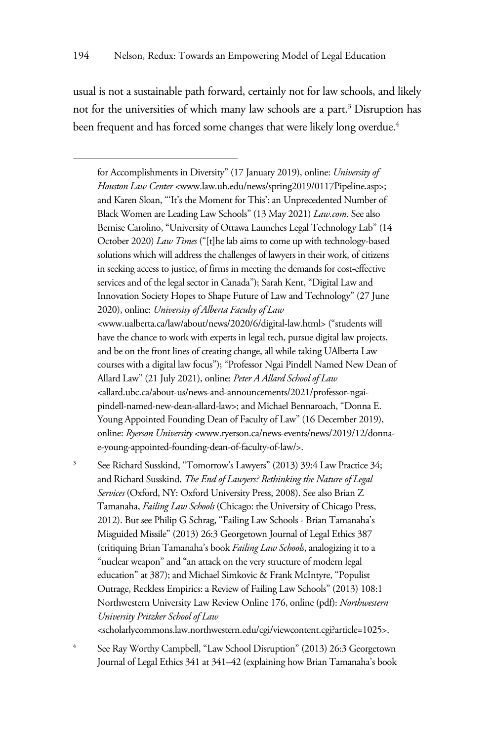usual is not a sustainable path forward, certainly not for law schools, and likely not for the universities of which many law schools are a part.[3] Disruption has been frequent and has forced some changes that were likely long overdue.[4]

---

for Accomplishments in Diversity" (17 January 2019), online: *University of Houston Law Center* <www.law.uh.edu/news/spring2019/0117Pipeline.asp>; and Karen Sloan, "'It's the Moment for This': an Unprecedented Number of Black Women are Leading Law Schools" (13 May 2021) *Law.com*. See also Bernise Carolino, "University of Ottawa Launches Legal Technology Lab" (14 October 2020) *Law Times* ("[t]he lab aims to come up with technology-based solutions which will address the challenges of lawyers in their work, of citizens in seeking access to justice, of firms in meeting the demands for cost-effective services and of the legal sector in Canada"); Sarah Kent, "Digital Law and Innovation Society Hopes to Shape Future of Law and Technology" (27 June 2020), online: *University of Alberta Faculty of Law* <www.ualberta.ca/law/about/news/2020/6/digital-law.html> ("students will have the chance to work with experts in legal tech, pursue digital law projects, and be on the front lines of creating change, all while taking UAlberta Law courses with a digital law focus"); "Professor Ngai Pindell Named New Dean of Allard Law" (21 July 2021), online: *Peter A Allard School of Law* <allard.ubc.ca/about-us/news-and-announcements/2021/professor-ngai-pindell-named-new-dean-allard-law>; and Michael Bennaroach, "Donna E. Young Appointed Founding Dean of Faculty of Law" (16 December 2019), online: *Ryerson University* <www.ryerson.ca/news-events/news/2019/12/donna-e-young-appointed-founding-dean-of-faculty-of-law/>.

[3] See Richard Susskind, "Tomorrow's Lawyers" (2013) 39:4 Law Practice 34; and Richard Susskind, *The End of Lawyers? Rethinking the Nature of Legal Services* (Oxford, NY: Oxford University Press, 2008). See also Brian Z Tamanaha, *Failing Law Schools* (Chicago: the University of Chicago Press, 2012). But see Philip G Schrag, "Failing Law Schools - Brian Tamanaha's Misguided Missile" (2013) 26:3 Georgetown Journal of Legal Ethics 387 (critiquing Brian Tamanaha's book *Failing Law Schools*, analogizing it to a "nuclear weapon" and "an attack on the very structure of modern legal education" at 387); and Michael Simkovic & Frank McIntyre, "Populist Outrage, Reckless Empirics: a Review of Failing Law Schools" (2013) 108:1 Northwestern University Law Review Online 176, online (pdf): *Northwestern University Pritzker School of Law* <scholarlycommons.law.northwestern.edu/cgi/viewcontent.cgi?article=1025>.

[4] See Ray Worthy Campbell, "Law School Disruption" (2013) 26:3 Georgetown Journal of Legal Ethics 341 at 341–42 (explaining how Brian Tamanaha's book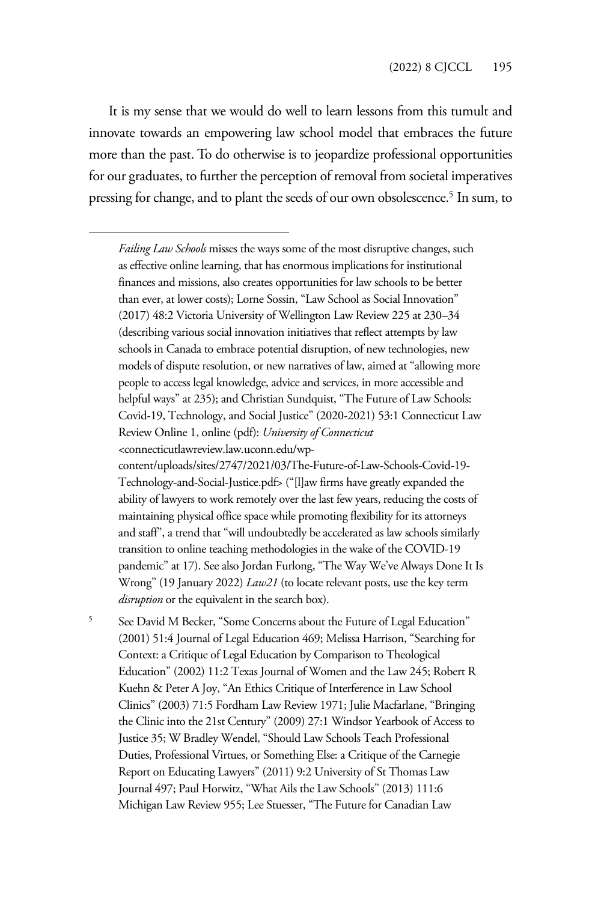It is my sense that we would do well to learn lessons from this tumult and innovate towards an empowering law school model that embraces the future more than the past. To do otherwise is to jeopardize professional opportunities for our graduates, to further the perception of removal from societal imperatives pressing for change, and to plant the seeds of our own obsolescence.[5] In sum, to

---

*Failing Law Schools* misses the ways some of the most disruptive changes, such as effective online learning, that has enormous implications for institutional finances and missions, also creates opportunities for law schools to be better than ever, at lower costs); Lorne Sossin, "Law School as Social Innovation" (2017) 48:2 Victoria University of Wellington Law Review 225 at 230–34 (describing various social innovation initiatives that reflect attempts by law schools in Canada to embrace potential disruption, of new technologies, new models of dispute resolution, or new narratives of law, aimed at "allowing more people to access legal knowledge, advice and services, in more accessible and helpful ways" at 235); and Christian Sundquist, "The Future of Law Schools: Covid-19, Technology, and Social Justice" (2020-2021) 53:1 Connecticut Law Review Online 1, online (pdf): *University of Connecticut* <connecticutlawreview.law.uconn.edu/wp-content/uploads/sites/2747/2021/03/The-Future-of-Law-Schools-Covid-19-Technology-and-Social-Justice.pdf> ("[l]aw firms have greatly expanded the ability of lawyers to work remotely over the last few years, reducing the costs of maintaining physical office space while promoting flexibility for its attorneys and staff", a trend that "will undoubtedly be accelerated as law schools similarly transition to online teaching methodologies in the wake of the COVID-19 pandemic" at 17). See also Jordan Furlong, "The Way We've Always Done It Is Wrong" (19 January 2022) *Law21* (to locate relevant posts, use the key term *disruption* or the equivalent in the search box).

[5] See David M Becker, "Some Concerns about the Future of Legal Education" (2001) 51:4 Journal of Legal Education 469; Melissa Harrison, "Searching for Context: a Critique of Legal Education by Comparison to Theological Education" (2002) 11:2 Texas Journal of Women and the Law 245; Robert R Kuehn & Peter A Joy, "An Ethics Critique of Interference in Law School Clinics" (2003) 71:5 Fordham Law Review 1971; Julie Macfarlane, "Bringing the Clinic into the 21st Century" (2009) 27:1 Windsor Yearbook of Access to Justice 35; W Bradley Wendel, "Should Law Schools Teach Professional Duties, Professional Virtues, or Something Else: a Critique of the Carnegie Report on Educating Lawyers" (2011) 9:2 University of St Thomas Law Journal 497; Paul Horwitz, "What Ails the Law Schools" (2013) 111:6 Michigan Law Review 955; Lee Stuesser, "The Future for Canadian Law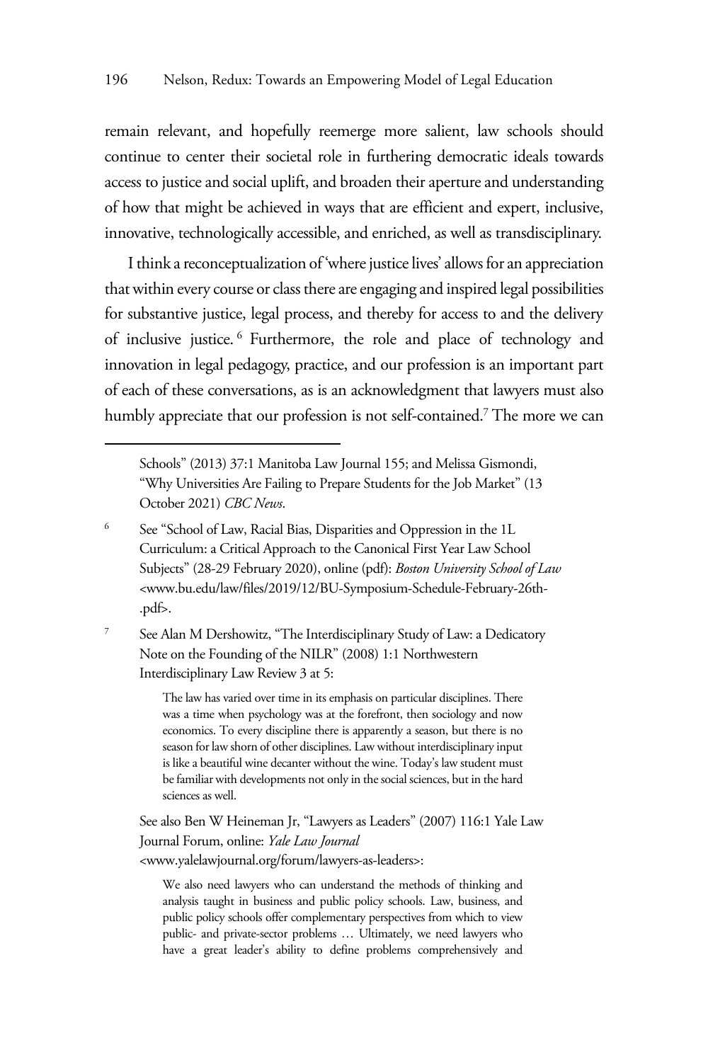remain relevant, and hopefully reemerge more salient, law schools should continue to center their societal role in furthering democratic ideals towards access to justice and social uplift, and broaden their aperture and understanding of how that might be achieved in ways that are efficient and expert, inclusive, innovative, technologically accessible, and enriched, as well as transdisciplinary.

I think a reconceptualization of 'where justice lives' allows for an appreciation that within every course or class there are engaging and inspired legal possibilities for substantive justice, legal process, and thereby for access to and the delivery of inclusive justice.[6] Furthermore, the role and place of technology and innovation in legal pedagogy, practice, and our profession is an important part of each of these conversations, as is an acknowledgment that lawyers must also humbly appreciate that our profession is not self-contained.[7] The more we can

---

Schools" (2013) 37:1 Manitoba Law Journal 155; and Melissa Gismondi, "Why Universities Are Failing to Prepare Students for the Job Market" (13 October 2021) *CBC News*.

[6] See "School of Law, Racial Bias, Disparities and Oppression in the 1L Curriculum: a Critical Approach to the Canonical First Year Law School Subjects" (28-29 February 2020), online (pdf): *Boston University School of Law* <www.bu.edu/law/files/2019/12/BU-Symposium-Schedule-February-26th-.pdf>.

[7] See Alan M Dershowitz, "The Interdisciplinary Study of Law: a Dedicatory Note on the Founding of the NILR" (2008) 1:1 Northwestern Interdisciplinary Law Review 3 at 5:

> The law has varied over time in its emphasis on particular disciplines. There was a time when psychology was at the forefront, then sociology and now economics. To every discipline there is apparently a season, but there is no season for law shorn of other disciplines. Law without interdisciplinary input is like a beautiful wine decanter without the wine. Today's law student must be familiar with developments not only in the social sciences, but in the hard sciences as well.

See also Ben W Heineman Jr, "Lawyers as Leaders" (2007) 116:1 Yale Law Journal Forum, online: *Yale Law Journal* <www.yalelawjournal.org/forum/lawyers-as-leaders>:

> We also need lawyers who can understand the methods of thinking and analysis taught in business and public policy schools. Law, business, and public policy schools offer complementary perspectives from which to view public- and private-sector problems … Ultimately, we need lawyers who have a great leader's ability to define problems comprehensively and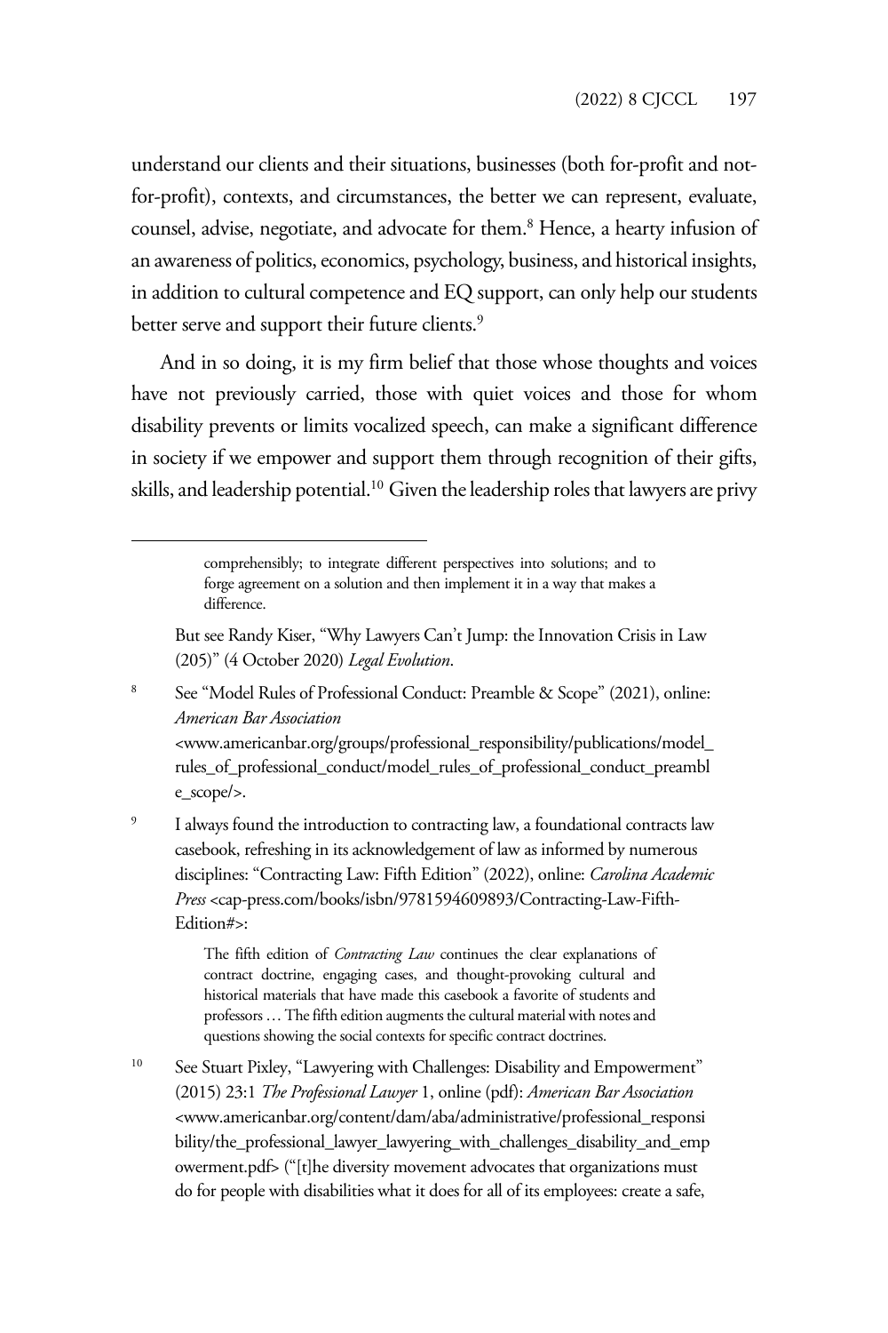understand our clients and their situations, businesses (both for-profit and not-for-profit), contexts, and circumstances, the better we can represent, evaluate, counsel, advise, negotiate, and advocate for them.[8] Hence, a hearty infusion of an awareness of politics, economics, psychology, business, and historical insights, in addition to cultural competence and EQ support, can only help our students better serve and support their future clients.[9]

And in so doing, it is my firm belief that those whose thoughts and voices have not previously carried, those with quiet voices and those for whom disability prevents or limits vocalized speech, can make a significant difference in society if we empower and support them through recognition of their gifts, skills, and leadership potential.[10] Given the leadership roles that lawyers are privy

---

> comprehensibly; to integrate different perspectives into solutions; and to forge agreement on a solution and then implement it in a way that makes a difference.

But see Randy Kiser, "Why Lawyers Can't Jump: the Innovation Crisis in Law (205)" (4 October 2020) *Legal Evolution*.

[8] See "Model Rules of Professional Conduct: Preamble & Scope" (2021), online: *American Bar Association* <www.americanbar.org/groups/professional_responsibility/publications/model_rules_of_professional_conduct/model_rules_of_professional_conduct_preamble_scope/>.

[9] I always found the introduction to contracting law, a foundational contracts law casebook, refreshing in its acknowledgement of law as informed by numerous disciplines: "Contracting Law: Fifth Edition" (2022), online: *Carolina Academic Press* <cap-press.com/books/isbn/9781594609893/Contracting-Law-Fifth-Edition#>:

> The fifth edition of *Contracting Law* continues the clear explanations of contract doctrine, engaging cases, and thought-provoking cultural and historical materials that have made this casebook a favorite of students and professors … The fifth edition augments the cultural material with notes and questions showing the social contexts for specific contract doctrines.

[10] See Stuart Pixley, "Lawyering with Challenges: Disability and Empowerment" (2015) 23:1 *The Professional Lawyer* 1, online (pdf): *American Bar Association* <www.americanbar.org/content/dam/aba/administrative/professional_responsibility/the_professional_lawyer_lawyering_with_challenges_disability_and_empowerment.pdf> ("[t]he diversity movement advocates that organizations must do for people with disabilities what it does for all of its employees: create a safe,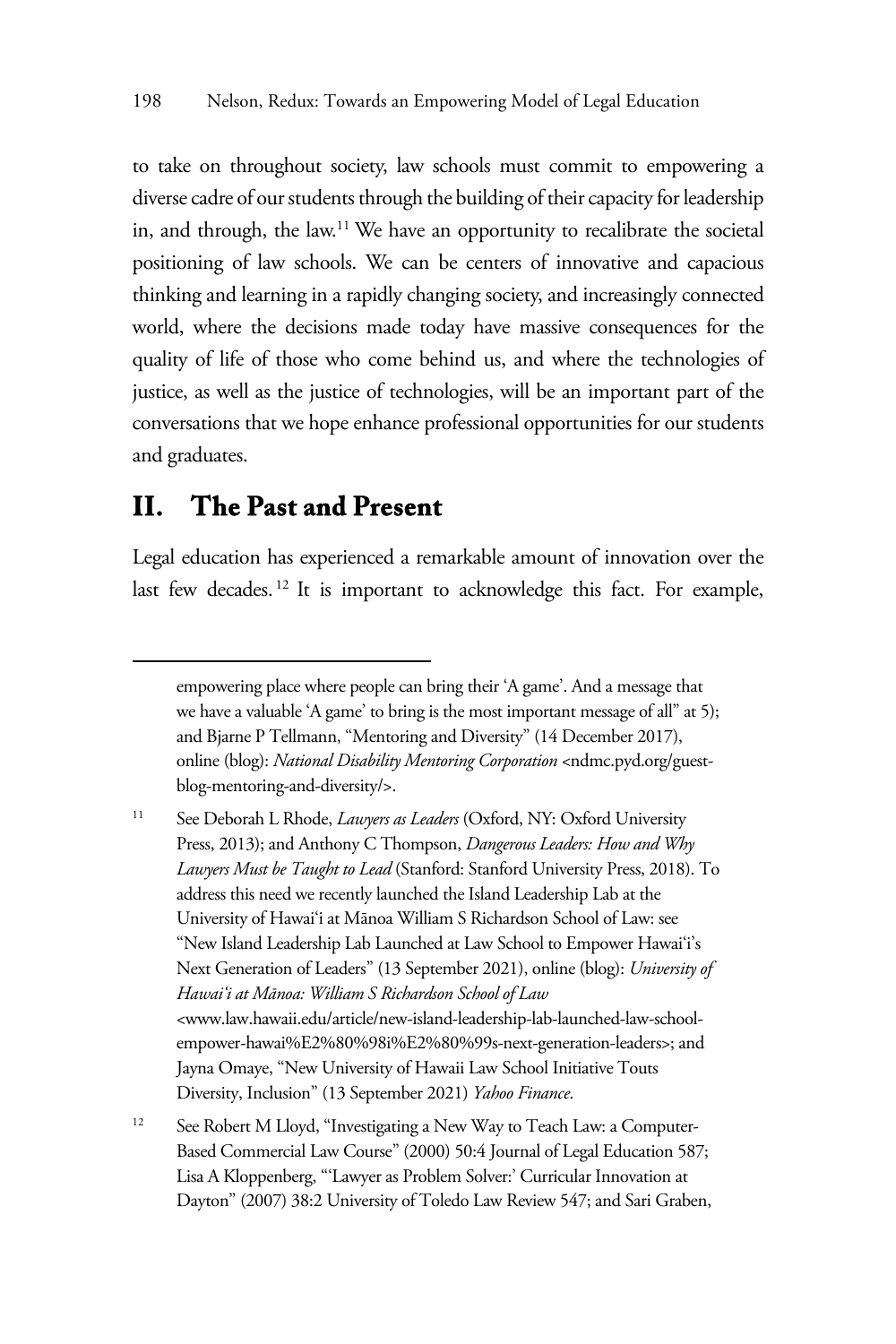to take on throughout society, law schools must commit to empowering a diverse cadre of our students through the building of their capacity for leadership in, and through, the law.[11] We have an opportunity to recalibrate the societal positioning of law schools. We can be centers of innovative and capacious thinking and learning in a rapidly changing society, and increasingly connected world, where the decisions made today have massive consequences for the quality of life of those who come behind us, and where the technologies of justice, as well as the justice of technologies, will be an important part of the conversations that we hope enhance professional opportunities for our students and graduates.

## II. The Past and Present

Legal education has experienced a remarkable amount of innovation over the last few decades.[12] It is important to acknowledge this fact. For example,

---

empowering place where people can bring their 'A game'. And a message that we have a valuable 'A game' to bring is the most important message of all" at 5); and Bjarne P Tellmann, "Mentoring and Diversity" (14 December 2017), online (blog): *National Disability Mentoring Corporation* <ndmc.pyd.org/guest-blog-mentoring-and-diversity/>.

[11] See Deborah L Rhode, *Lawyers as Leaders* (Oxford, NY: Oxford University Press, 2013); and Anthony C Thompson, *Dangerous Leaders: How and Why Lawyers Must be Taught to Lead* (Stanford: Stanford University Press, 2018). To address this need we recently launched the Island Leadership Lab at the University of Hawai'i at Mānoa William S Richardson School of Law: see "New Island Leadership Lab Launched at Law School to Empower Hawai'i's Next Generation of Leaders" (13 September 2021), online (blog): *University of Hawai'i at Mānoa: William S Richardson School of Law* <www.law.hawaii.edu/article/new-island-leadership-lab-launched-law-school-empower-hawai%E2%80%98i%E2%80%99s-next-generation-leaders>; and Jayna Omaye, "New University of Hawaii Law School Initiative Touts Diversity, Inclusion" (13 September 2021) *Yahoo Finance*.

[12] See Robert M Lloyd, "Investigating a New Way to Teach Law: a Computer-Based Commercial Law Course" (2000) 50:4 Journal of Legal Education 587; Lisa A Kloppenberg, "'Lawyer as Problem Solver:' Curricular Innovation at Dayton" (2007) 38:2 University of Toledo Law Review 547; and Sari Graben,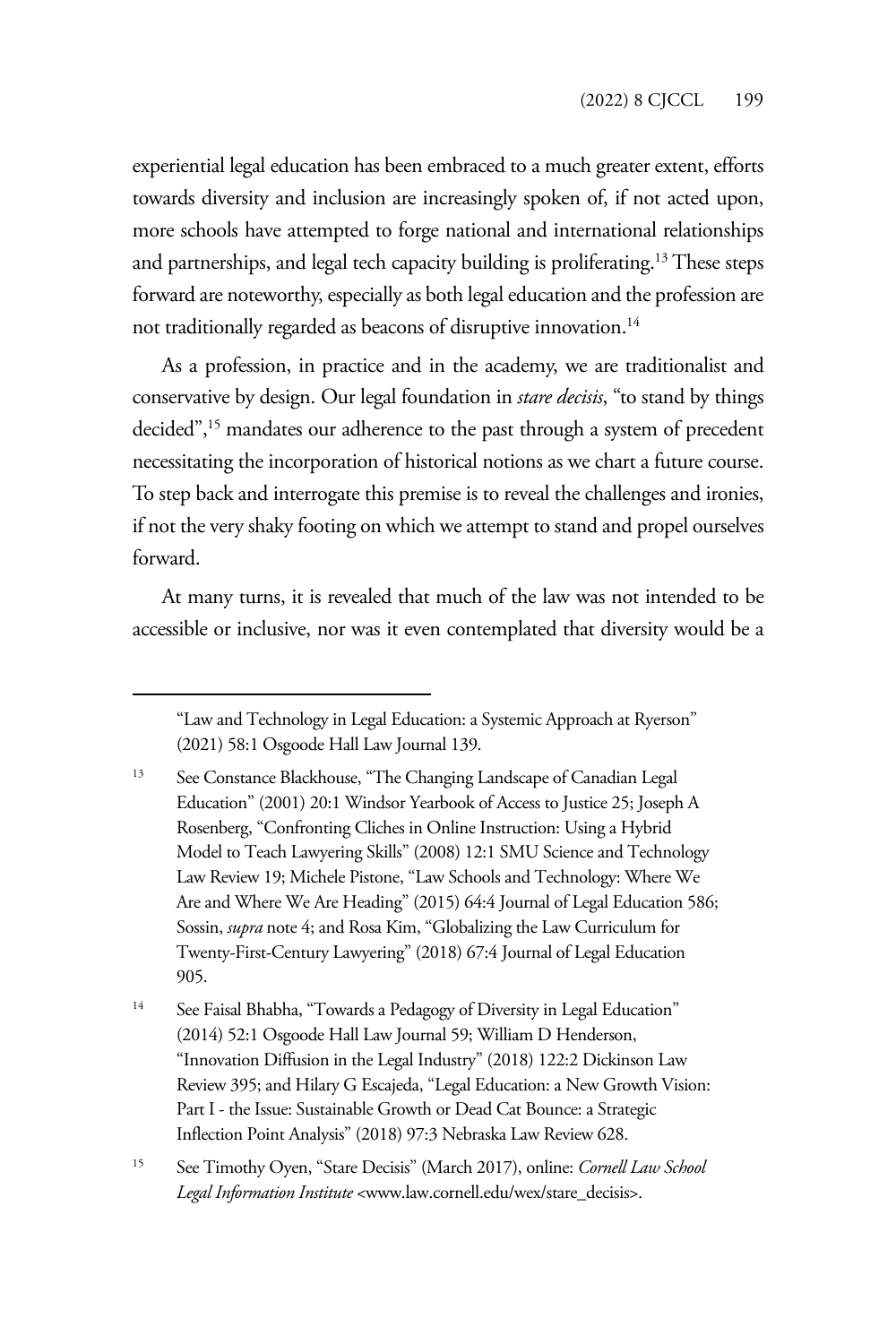experiential legal education has been embraced to a much greater extent, efforts towards diversity and inclusion are increasingly spoken of, if not acted upon, more schools have attempted to forge national and international relationships and partnerships, and legal tech capacity building is proliferating.[13] These steps forward are noteworthy, especially as both legal education and the profession are not traditionally regarded as beacons of disruptive innovation.[14]

As a profession, in practice and in the academy, we are traditionalist and conservative by design. Our legal foundation in *stare decisis*, "to stand by things decided",[15] mandates our adherence to the past through a system of precedent necessitating the incorporation of historical notions as we chart a future course. To step back and interrogate this premise is to reveal the challenges and ironies, if not the very shaky footing on which we attempt to stand and propel ourselves forward.

At many turns, it is revealed that much of the law was not intended to be accessible or inclusive, nor was it even contemplated that diversity would be a

---

"Law and Technology in Legal Education: a Systemic Approach at Ryerson" (2021) 58:1 Osgoode Hall Law Journal 139.

[13] See Constance Blackhouse, "The Changing Landscape of Canadian Legal Education" (2001) 20:1 Windsor Yearbook of Access to Justice 25; Joseph A Rosenberg, "Confronting Cliches in Online Instruction: Using a Hybrid Model to Teach Lawyering Skills" (2008) 12:1 SMU Science and Technology Law Review 19; Michele Pistone, "Law Schools and Technology: Where We Are and Where We Are Heading" (2015) 64:4 Journal of Legal Education 586; Sossin, *supra* note 4; and Rosa Kim, "Globalizing the Law Curriculum for Twenty-First-Century Lawyering" (2018) 67:4 Journal of Legal Education 905.

[14] See Faisal Bhabha, "Towards a Pedagogy of Diversity in Legal Education" (2014) 52:1 Osgoode Hall Law Journal 59; William D Henderson, "Innovation Diffusion in the Legal Industry" (2018) 122:2 Dickinson Law Review 395; and Hilary G Escajeda, "Legal Education: a New Growth Vision: Part I - the Issue: Sustainable Growth or Dead Cat Bounce: a Strategic Inflection Point Analysis" (2018) 97:3 Nebraska Law Review 628.

[15] See Timothy Oyen, "Stare Decisis" (March 2017), online: *Cornell Law School Legal Information Institute* <www.law.cornell.edu/wex/stare_decisis>.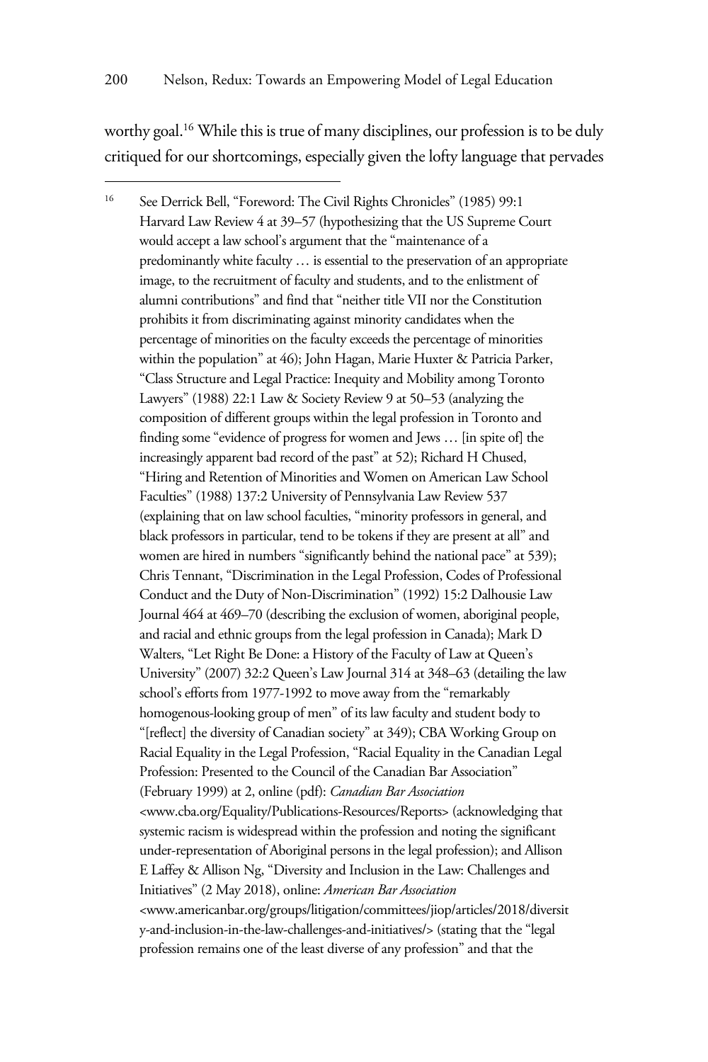worthy goal.[16] While this is true of many disciplines, our profession is to be duly critiqued for our shortcomings, especially given the lofty language that pervades

---

[16] See Derrick Bell, "Foreword: The Civil Rights Chronicles" (1985) 99:1 Harvard Law Review 4 at 39–57 (hypothesizing that the US Supreme Court would accept a law school's argument that the "maintenance of a predominantly white faculty … is essential to the preservation of an appropriate image, to the recruitment of faculty and students, and to the enlistment of alumni contributions" and find that "neither title VII nor the Constitution prohibits it from discriminating against minority candidates when the percentage of minorities on the faculty exceeds the percentage of minorities within the population" at 46); John Hagan, Marie Huxter & Patricia Parker, "Class Structure and Legal Practice: Inequity and Mobility among Toronto Lawyers" (1988) 22:1 Law & Society Review 9 at 50–53 (analyzing the composition of different groups within the legal profession in Toronto and finding some "evidence of progress for women and Jews … [in spite of] the increasingly apparent bad record of the past" at 52); Richard H Chused, "Hiring and Retention of Minorities and Women on American Law School Faculties" (1988) 137:2 University of Pennsylvania Law Review 537 (explaining that on law school faculties, "minority professors in general, and black professors in particular, tend to be tokens if they are present at all" and women are hired in numbers "significantly behind the national pace" at 539); Chris Tennant, "Discrimination in the Legal Profession, Codes of Professional Conduct and the Duty of Non-Discrimination" (1992) 15:2 Dalhousie Law Journal 464 at 469–70 (describing the exclusion of women, aboriginal people, and racial and ethnic groups from the legal profession in Canada); Mark D Walters, "Let Right Be Done: a History of the Faculty of Law at Queen's University" (2007) 32:2 Queen's Law Journal 314 at 348–63 (detailing the law school's efforts from 1977-1992 to move away from the "remarkably homogenous-looking group of men" of its law faculty and student body to "[reflect] the diversity of Canadian society" at 349); CBA Working Group on Racial Equality in the Legal Profession, "Racial Equality in the Canadian Legal Profession: Presented to the Council of the Canadian Bar Association" (February 1999) at 2, online (pdf): *Canadian Bar Association* <www.cba.org/Equality/Publications-Resources/Reports> (acknowledging that systemic racism is widespread within the profession and noting the significant under-representation of Aboriginal persons in the legal profession); and Allison E Laffey & Allison Ng, "Diversity and Inclusion in the Law: Challenges and Initiatives" (2 May 2018), online: *American Bar Association* <www.americanbar.org/groups/litigation/committees/jiop/articles/2018/diversity-and-inclusion-in-the-law-challenges-and-initiatives/> (stating that the "legal profession remains one of the least diverse of any profession" and that the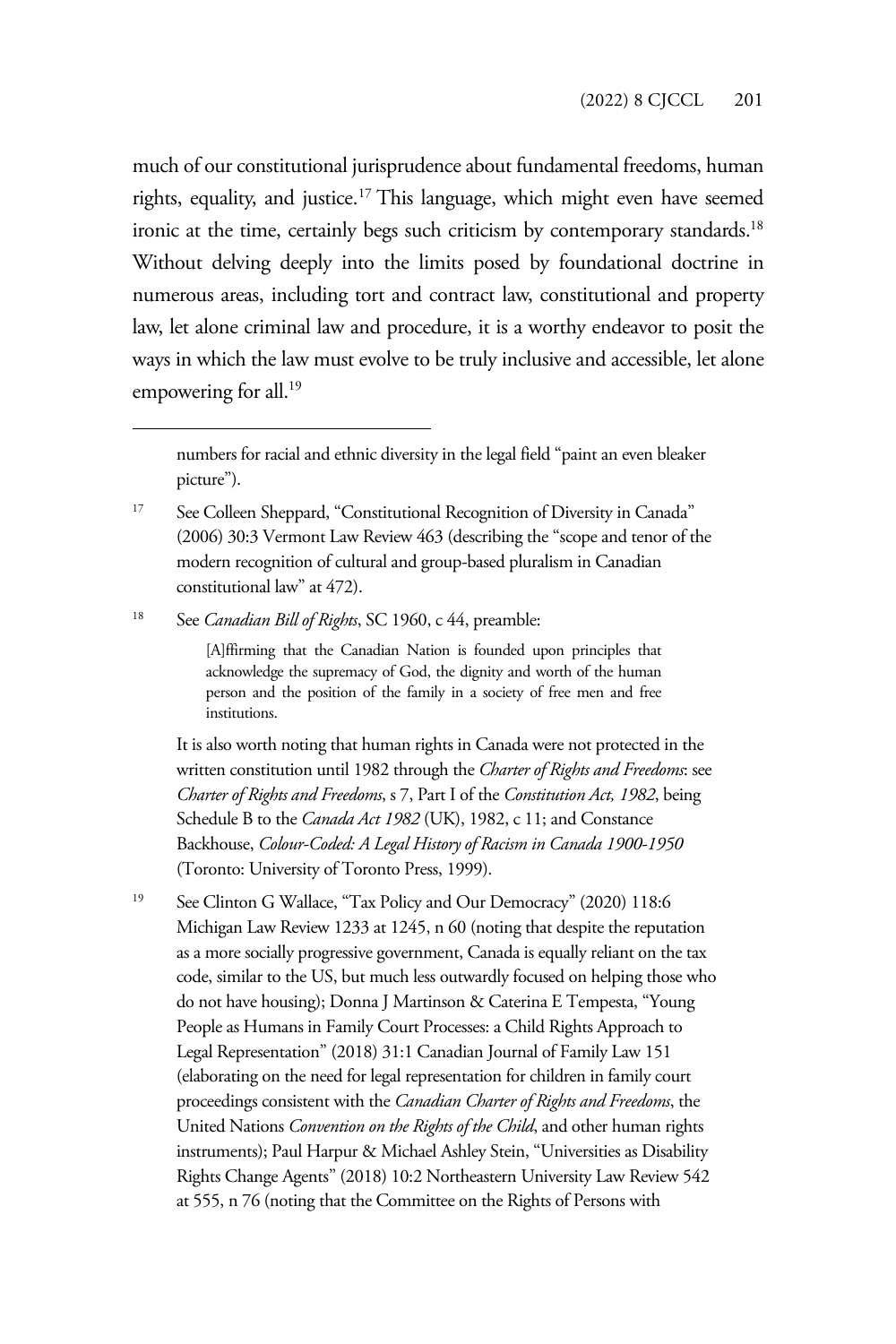much of our constitutional jurisprudence about fundamental freedoms, human rights, equality, and justice.[17] This language, which might even have seemed ironic at the time, certainly begs such criticism by contemporary standards.[18] Without delving deeply into the limits posed by foundational doctrine in numerous areas, including tort and contract law, constitutional and property law, let alone criminal law and procedure, it is a worthy endeavor to posit the ways in which the law must evolve to be truly inclusive and accessible, let alone empowering for all.[19]

---

numbers for racial and ethnic diversity in the legal field "paint an even bleaker picture").

[17] See Colleen Sheppard, "Constitutional Recognition of Diversity in Canada" (2006) 30:3 Vermont Law Review 463 (describing the "scope and tenor of the modern recognition of cultural and group-based pluralism in Canadian constitutional law" at 472).

[18] See *Canadian Bill of Rights*, SC 1960, c 44, preamble:

> [A]ffirming that the Canadian Nation is founded upon principles that acknowledge the supremacy of God, the dignity and worth of the human person and the position of the family in a society of free men and free institutions.

It is also worth noting that human rights in Canada were not protected in the written constitution until 1982 through the *Charter of Rights and Freedoms*: see *Charter of Rights and Freedoms*, s 7, Part I of the *Constitution Act, 1982*, being Schedule B to the *Canada Act 1982* (UK), 1982, c 11; and Constance Backhouse, *Colour-Coded: A Legal History of Racism in Canada 1900-1950* (Toronto: University of Toronto Press, 1999).

[19] See Clinton G Wallace, "Tax Policy and Our Democracy" (2020) 118:6 Michigan Law Review 1233 at 1245, n 60 (noting that despite the reputation as a more socially progressive government, Canada is equally reliant on the tax code, similar to the US, but much less outwardly focused on helping those who do not have housing); Donna J Martinson & Caterina E Tempesta, "Young People as Humans in Family Court Processes: a Child Rights Approach to Legal Representation" (2018) 31:1 Canadian Journal of Family Law 151 (elaborating on the need for legal representation for children in family court proceedings consistent with the *Canadian Charter of Rights and Freedoms*, the United Nations *Convention on the Rights of the Child*, and other human rights instruments); Paul Harpur & Michael Ashley Stein, "Universities as Disability Rights Change Agents" (2018) 10:2 Northeastern University Law Review 542 at 555, n 76 (noting that the Committee on the Rights of Persons with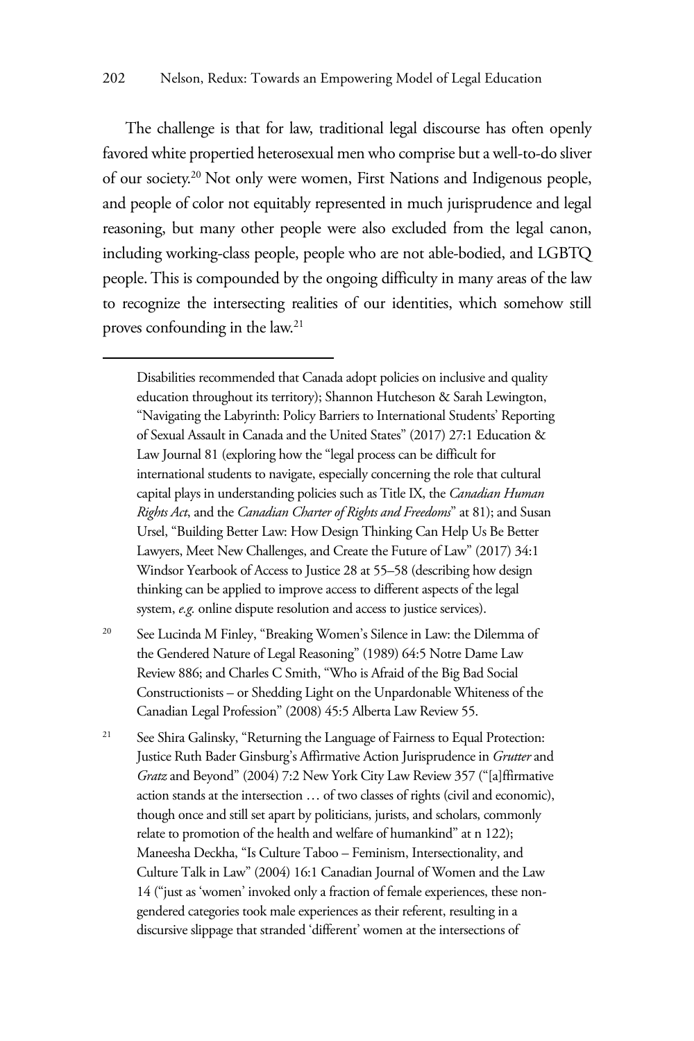The challenge is that for law, traditional legal discourse has often openly favored white propertied heterosexual men who comprise but a well-to-do sliver of our society.[20] Not only were women, First Nations and Indigenous people, and people of color not equitably represented in much jurisprudence and legal reasoning, but many other people were also excluded from the legal canon, including working-class people, people who are not able-bodied, and LGBTQ people. This is compounded by the ongoing difficulty in many areas of the law to recognize the intersecting realities of our identities, which somehow still proves confounding in the law.[21]

---

Disabilities recommended that Canada adopt policies on inclusive and quality education throughout its territory); Shannon Hutcheson & Sarah Lewington, "Navigating the Labyrinth: Policy Barriers to International Students' Reporting of Sexual Assault in Canada and the United States" (2017) 27:1 Education & Law Journal 81 (exploring how the "legal process can be difficult for international students to navigate, especially concerning the role that cultural capital plays in understanding policies such as Title IX, the *Canadian Human Rights Act*, and the *Canadian Charter of Rights and Freedoms*" at 81); and Susan Ursel, "Building Better Law: How Design Thinking Can Help Us Be Better Lawyers, Meet New Challenges, and Create the Future of Law" (2017) 34:1 Windsor Yearbook of Access to Justice 28 at 55–58 (describing how design thinking can be applied to improve access to different aspects of the legal system, *e.g.* online dispute resolution and access to justice services).

[20] See Lucinda M Finley, "Breaking Women's Silence in Law: the Dilemma of the Gendered Nature of Legal Reasoning" (1989) 64:5 Notre Dame Law Review 886; and Charles C Smith, "Who is Afraid of the Big Bad Social Constructionists – or Shedding Light on the Unpardonable Whiteness of the Canadian Legal Profession" (2008) 45:5 Alberta Law Review 55.

[21] See Shira Galinsky, "Returning the Language of Fairness to Equal Protection: Justice Ruth Bader Ginsburg's Affirmative Action Jurisprudence in *Grutter* and *Gratz* and Beyond" (2004) 7:2 New York City Law Review 357 ("[a]ffirmative action stands at the intersection … of two classes of rights (civil and economic), though once and still set apart by politicians, jurists, and scholars, commonly relate to promotion of the health and welfare of humankind" at n 122); Maneesha Deckha, "Is Culture Taboo – Feminism, Intersectionality, and Culture Talk in Law" (2004) 16:1 Canadian Journal of Women and the Law 14 ("just as 'women' invoked only a fraction of female experiences, these non-gendered categories took male experiences as their referent, resulting in a discursive slippage that stranded 'different' women at the intersections of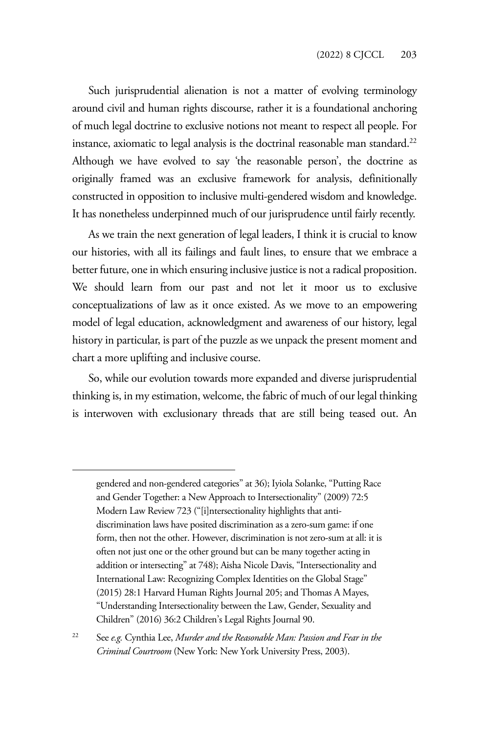Such jurisprudential alienation is not a matter of evolving terminology around civil and human rights discourse, rather it is a foundational anchoring of much legal doctrine to exclusive notions not meant to respect all people. For instance, axiomatic to legal analysis is the doctrinal reasonable man standard.[22] Although we have evolved to say 'the reasonable person', the doctrine as originally framed was an exclusive framework for analysis, definitionally constructed in opposition to inclusive multi-gendered wisdom and knowledge. It has nonetheless underpinned much of our jurisprudence until fairly recently.

As we train the next generation of legal leaders, I think it is crucial to know our histories, with all its failings and fault lines, to ensure that we embrace a better future, one in which ensuring inclusive justice is not a radical proposition. We should learn from our past and not let it moor us to exclusive conceptualizations of law as it once existed. As we move to an empowering model of legal education, acknowledgment and awareness of our history, legal history in particular, is part of the puzzle as we unpack the present moment and chart a more uplifting and inclusive course.

So, while our evolution towards more expanded and diverse jurisprudential thinking is, in my estimation, welcome, the fabric of much of our legal thinking is interwoven with exclusionary threads that are still being teased out. An

---

gendered and non-gendered categories" at 36); Iyiola Solanke, "Putting Race and Gender Together: a New Approach to Intersectionality" (2009) 72:5 Modern Law Review 723 ("[i]ntersectionality highlights that anti-discrimination laws have posited discrimination as a zero-sum game: if one form, then not the other. However, discrimination is not zero-sum at all: it is often not just one or the other ground but can be many together acting in addition or intersecting" at 748); Aisha Nicole Davis, "Intersectionality and International Law: Recognizing Complex Identities on the Global Stage" (2015) 28:1 Harvard Human Rights Journal 205; and Thomas A Mayes, "Understanding Intersectionality between the Law, Gender, Sexuality and Children" (2016) 36:2 Children's Legal Rights Journal 90.

[22] See *e.g.* Cynthia Lee, *Murder and the Reasonable Man: Passion and Fear in the Criminal Courtroom* (New York: New York University Press, 2003).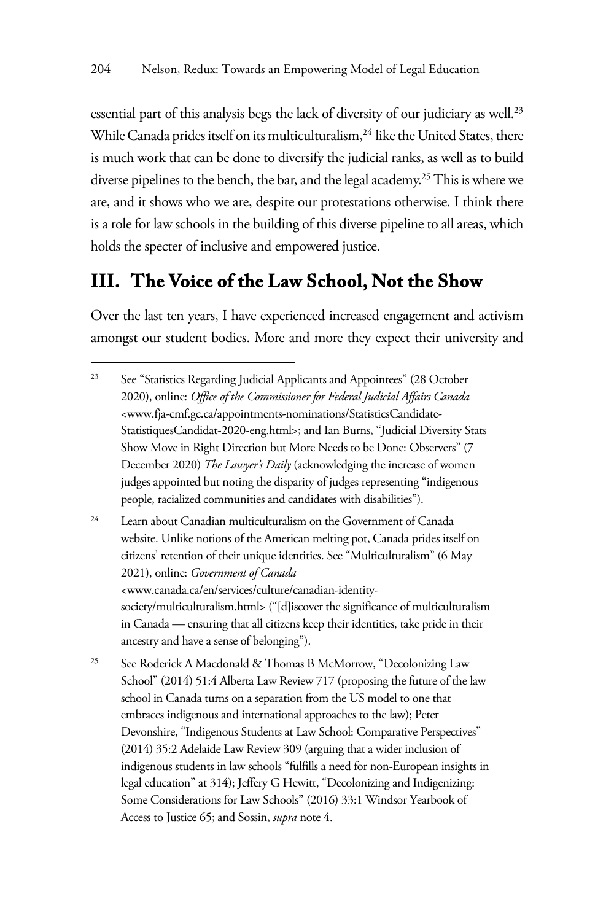essential part of this analysis begs the lack of diversity of our judiciary as well.[23] While Canada prides itself on its multiculturalism,[24] like the United States, there is much work that can be done to diversify the judicial ranks, as well as to build diverse pipelines to the bench, the bar, and the legal academy.[25] This is where we are, and it shows who we are, despite our protestations otherwise. I think there is a role for law schools in the building of this diverse pipeline to all areas, which holds the specter of inclusive and empowered justice.

## III. The Voice of the Law School, Not the Show

Over the last ten years, I have experienced increased engagement and activism amongst our student bodies. More and more they expect their university and

---

[23] See "Statistics Regarding Judicial Applicants and Appointees" (28 October 2020), online: *Office of the Commissioner for Federal Judicial Affairs Canada* <www.fja-cmf.gc.ca/appointments-nominations/StatisticsCandidate-StatistiquesCandidat-2020-eng.html>; and Ian Burns, "Judicial Diversity Stats Show Move in Right Direction but More Needs to be Done: Observers" (7 December 2020) *The Lawyer's Daily* (acknowledging the increase of women judges appointed but noting the disparity of judges representing "indigenous people, racialized communities and candidates with disabilities").

[24] Learn about Canadian multiculturalism on the Government of Canada website. Unlike notions of the American melting pot, Canada prides itself on citizens' retention of their unique identities. See "Multiculturalism" (6 May 2021), online: *Government of Canada* <www.canada.ca/en/services/culture/canadian-identity-society/multiculturalism.html> ("[d]iscover the significance of multiculturalism in Canada — ensuring that all citizens keep their identities, take pride in their ancestry and have a sense of belonging").

[25] See Roderick A Macdonald & Thomas B McMorrow, "Decolonizing Law School" (2014) 51:4 Alberta Law Review 717 (proposing the future of the law school in Canada turns on a separation from the US model to one that embraces indigenous and international approaches to the law); Peter Devonshire, "Indigenous Students at Law School: Comparative Perspectives" (2014) 35:2 Adelaide Law Review 309 (arguing that a wider inclusion of indigenous students in law schools "fulfills a need for non-European insights in legal education" at 314); Jeffery G Hewitt, "Decolonizing and Indigenizing: Some Considerations for Law Schools" (2016) 33:1 Windsor Yearbook of Access to Justice 65; and Sossin, *supra* note 4.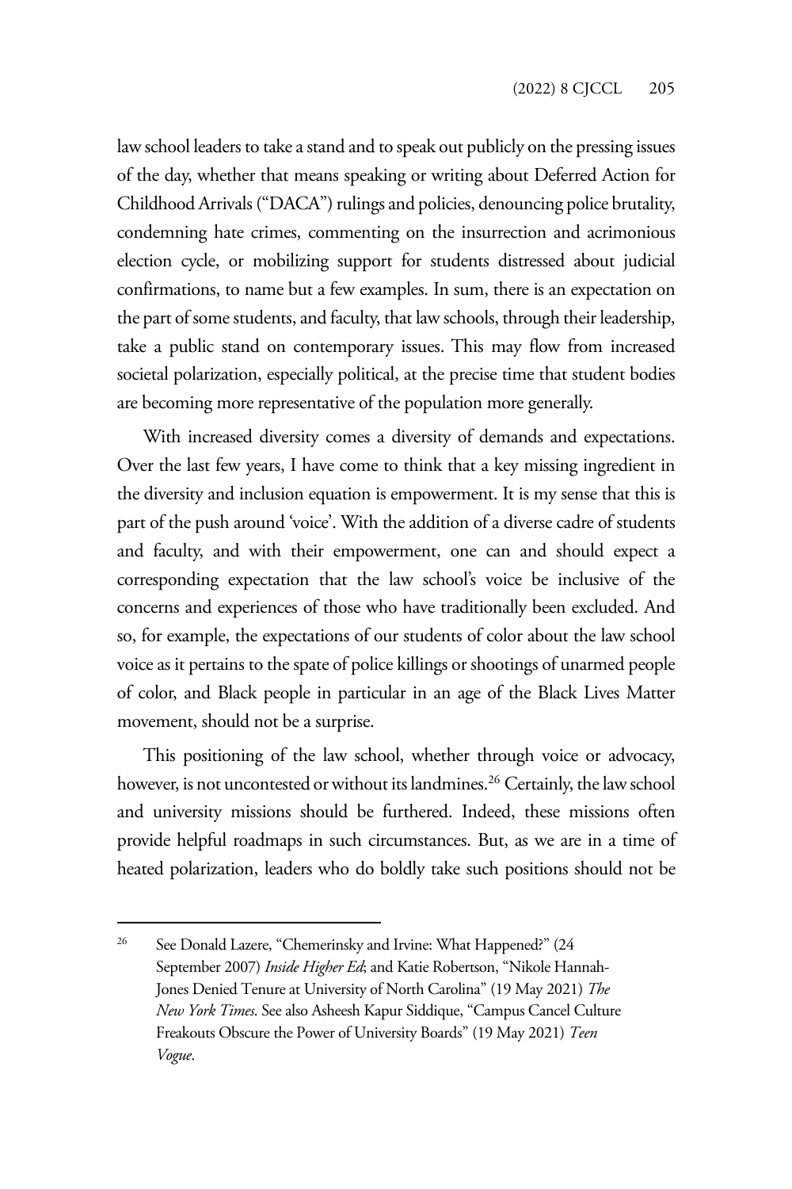law school leaders to take a stand and to speak out publicly on the pressing issues of the day, whether that means speaking or writing about Deferred Action for Childhood Arrivals ("DACA") rulings and policies, denouncing police brutality, condemning hate crimes, commenting on the insurrection and acrimonious election cycle, or mobilizing support for students distressed about judicial confirmations, to name but a few examples. In sum, there is an expectation on the part of some students, and faculty, that law schools, through their leadership, take a public stand on contemporary issues. This may flow from increased societal polarization, especially political, at the precise time that student bodies are becoming more representative of the population more generally.

With increased diversity comes a diversity of demands and expectations. Over the last few years, I have come to think that a key missing ingredient in the diversity and inclusion equation is empowerment. It is my sense that this is part of the push around 'voice'. With the addition of a diverse cadre of students and faculty, and with their empowerment, one can and should expect a corresponding expectation that the law school's voice be inclusive of the concerns and experiences of those who have traditionally been excluded. And so, for example, the expectations of our students of color about the law school voice as it pertains to the spate of police killings or shootings of unarmed people of color, and Black people in particular in an age of the Black Lives Matter movement, should not be a surprise.

This positioning of the law school, whether through voice or advocacy, however, is not uncontested or without its landmines.[26] Certainly, the law school and university missions should be furthered. Indeed, these missions often provide helpful roadmaps in such circumstances. But, as we are in a time of heated polarization, leaders who do boldly take such positions should not be

[26] See Donald Lazere, "Chemerinsky and Irvine: What Happened?" (24 September 2007) *Inside Higher Ed*; and Katie Robertson, "Nikole Hannah-Jones Denied Tenure at University of North Carolina" (19 May 2021) *The New York Times*. See also Asheesh Kapur Siddique, "Campus Cancel Culture Freakouts Obscure the Power of University Boards" (19 May 2021) *Teen Vogue*.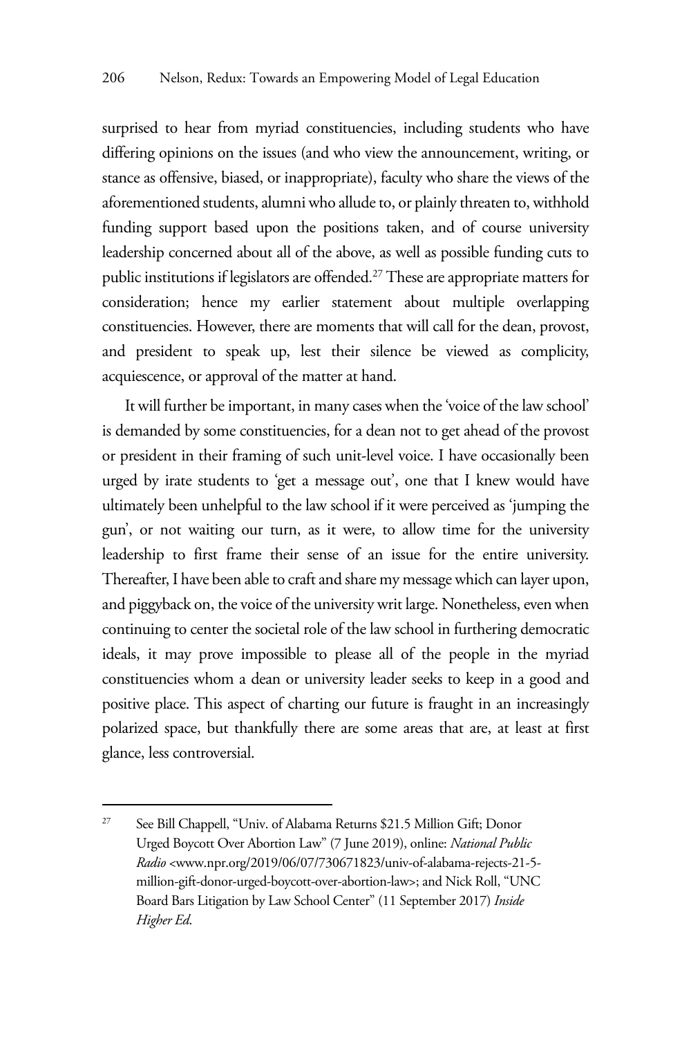surprised to hear from myriad constituencies, including students who have differing opinions on the issues (and who view the announcement, writing, or stance as offensive, biased, or inappropriate), faculty who share the views of the aforementioned students, alumni who allude to, or plainly threaten to, withhold funding support based upon the positions taken, and of course university leadership concerned about all of the above, as well as possible funding cuts to public institutions if legislators are offended.[27] These are appropriate matters for consideration; hence my earlier statement about multiple overlapping constituencies. However, there are moments that will call for the dean, provost, and president to speak up, lest their silence be viewed as complicity, acquiescence, or approval of the matter at hand.

It will further be important, in many cases when the 'voice of the law school' is demanded by some constituencies, for a dean not to get ahead of the provost or president in their framing of such unit-level voice. I have occasionally been urged by irate students to 'get a message out', one that I knew would have ultimately been unhelpful to the law school if it were perceived as 'jumping the gun', or not waiting our turn, as it were, to allow time for the university leadership to first frame their sense of an issue for the entire university. Thereafter, I have been able to craft and share my message which can layer upon, and piggyback on, the voice of the university writ large. Nonetheless, even when continuing to center the societal role of the law school in furthering democratic ideals, it may prove impossible to please all of the people in the myriad constituencies whom a dean or university leader seeks to keep in a good and positive place. This aspect of charting our future is fraught in an increasingly polarized space, but thankfully there are some areas that are, at least at first glance, less controversial.

---

[27] See Bill Chappell, "Univ. of Alabama Returns $21.5 Million Gift; Donor Urged Boycott Over Abortion Law" (7 June 2019), online: *National Public Radio* <www.npr.org/2019/06/07/730671823/univ-of-alabama-rejects-21-5-million-gift-donor-urged-boycott-over-abortion-law>; and Nick Roll, "UNC Board Bars Litigation by Law School Center" (11 September 2017) *Inside Higher Ed*.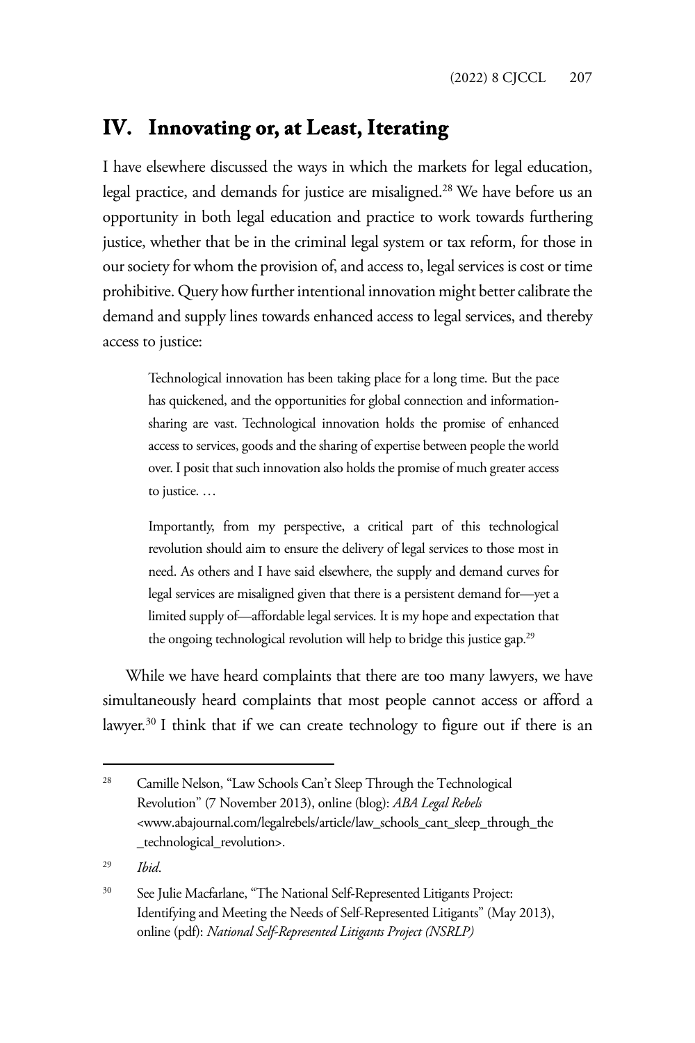## IV. Innovating or, at Least, Iterating

I have elsewhere discussed the ways in which the markets for legal education, legal practice, and demands for justice are misaligned.[28] We have before us an opportunity in both legal education and practice to work towards furthering justice, whether that be in the criminal legal system or tax reform, for those in our society for whom the provision of, and access to, legal services is cost or time prohibitive. Query how further intentional innovation might better calibrate the demand and supply lines towards enhanced access to legal services, and thereby access to justice:

> Technological innovation has been taking place for a long time. But the pace has quickened, and the opportunities for global connection and information-sharing are vast. Technological innovation holds the promise of enhanced access to services, goods and the sharing of expertise between people the world over. I posit that such innovation also holds the promise of much greater access to justice. …
>
> Importantly, from my perspective, a critical part of this technological revolution should aim to ensure the delivery of legal services to those most in need. As others and I have said elsewhere, the supply and demand curves for legal services are misaligned given that there is a persistent demand for—yet a limited supply of—affordable legal services. It is my hope and expectation that the ongoing technological revolution will help to bridge this justice gap.[29]

While we have heard complaints that there are too many lawyers, we have simultaneously heard complaints that most people cannot access or afford a lawyer.[30] I think that if we can create technology to figure out if there is an

---

[28] Camille Nelson, "Law Schools Can't Sleep Through the Technological Revolution" (7 November 2013), online (blog): *ABA Legal Rebels* <www.abajournal.com/legalrebels/article/law_schools_cant_sleep_through_the_technological_revolution>.

[29] *Ibid*.

[30] See Julie Macfarlane, "The National Self-Represented Litigants Project: Identifying and Meeting the Needs of Self-Represented Litigants" (May 2013), online (pdf): *National Self-Represented Litigants Project (NSRLP)*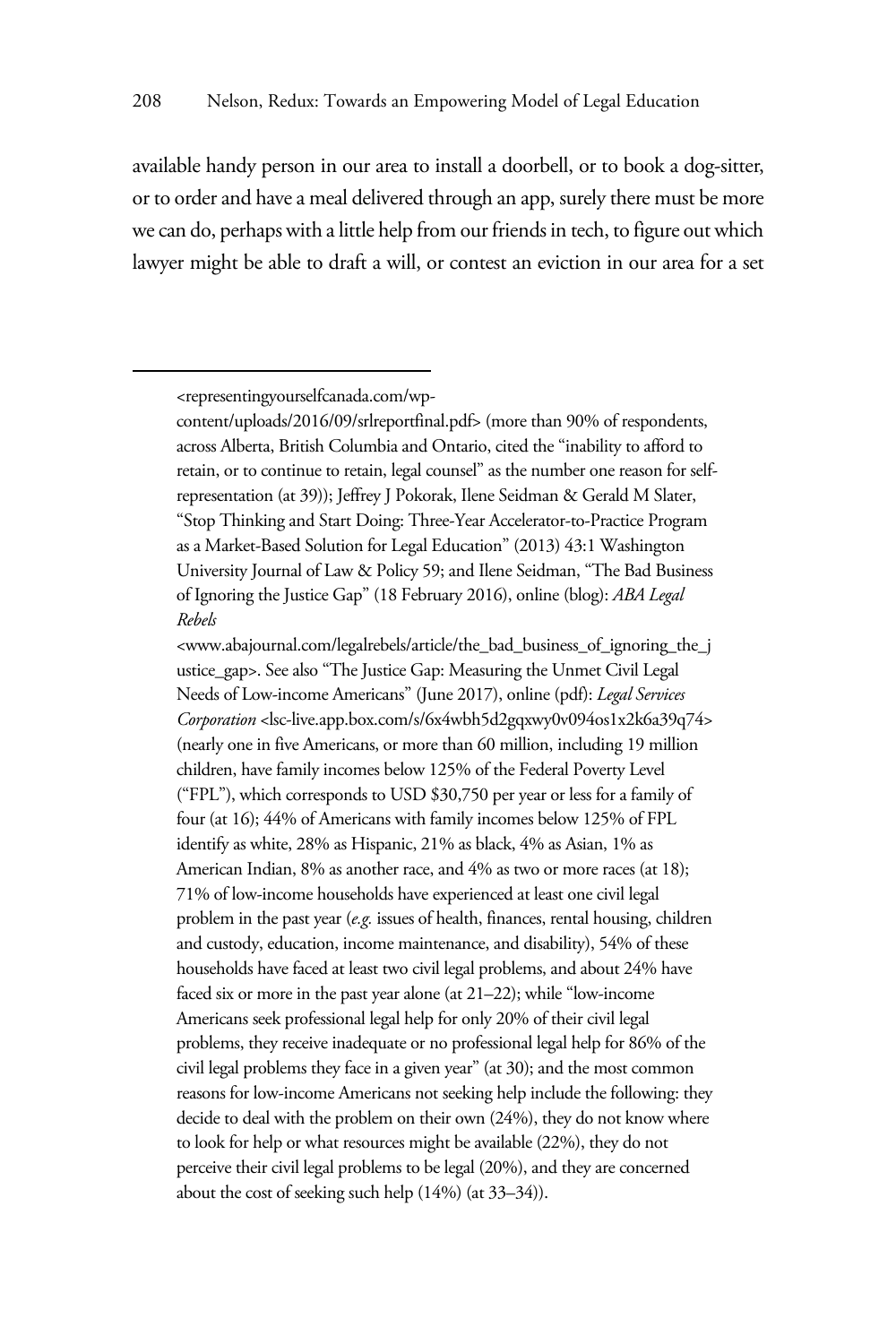available handy person in our area to install a doorbell, or to book a dog-sitter, or to order and have a meal delivered through an app, surely there must be more we can do, perhaps with a little help from our friends in tech, to figure out which lawyer might be able to draft a will, or contest an eviction in our area for a set

---

<representingyourselfcanada.com/wp-content/uploads/2016/09/srlreportfinal.pdf> (more than 90% of respondents, across Alberta, British Columbia and Ontario, cited the "inability to afford to retain, or to continue to retain, legal counsel" as the number one reason for self-representation (at 39)); Jeffrey J Pokorak, Ilene Seidman & Gerald M Slater, "Stop Thinking and Start Doing: Three-Year Accelerator-to-Practice Program as a Market-Based Solution for Legal Education" (2013) 43:1 Washington University Journal of Law & Policy 59; and Ilene Seidman, "The Bad Business of Ignoring the Justice Gap" (18 February 2016), online (blog): *ABA Legal Rebels* <www.abajournal.com/legalrebels/article/the_bad_business_of_ignoring_the_justice_gap>. See also "The Justice Gap: Measuring the Unmet Civil Legal Needs of Low-income Americans" (June 2017), online (pdf): *Legal Services Corporation* <lsc-live.app.box.com/s/6x4wbh5d2gqxwy0v094os1x2k6a39q74> (nearly one in five Americans, or more than 60 million, including 19 million children, have family incomes below 125% of the Federal Poverty Level ("FPL"), which corresponds to USD $30,750 per year or less for a family of four (at 16); 44% of Americans with family incomes below 125% of FPL identify as white, 28% as Hispanic, 21% as black, 4% as Asian, 1% as American Indian, 8% as another race, and 4% as two or more races (at 18); 71% of low-income households have experienced at least one civil legal problem in the past year (*e.g.* issues of health, finances, rental housing, children and custody, education, income maintenance, and disability), 54% of these households have faced at least two civil legal problems, and about 24% have faced six or more in the past year alone (at 21–22); while "low-income Americans seek professional legal help for only 20% of their civil legal problems, they receive inadequate or no professional legal help for 86% of the civil legal problems they face in a given year" (at 30); and the most common reasons for low-income Americans not seeking help include the following: they decide to deal with the problem on their own (24%), they do not know where to look for help or what resources might be available (22%), they do not perceive their civil legal problems to be legal (20%), and they are concerned about the cost of seeking such help (14%) (at 33–34)).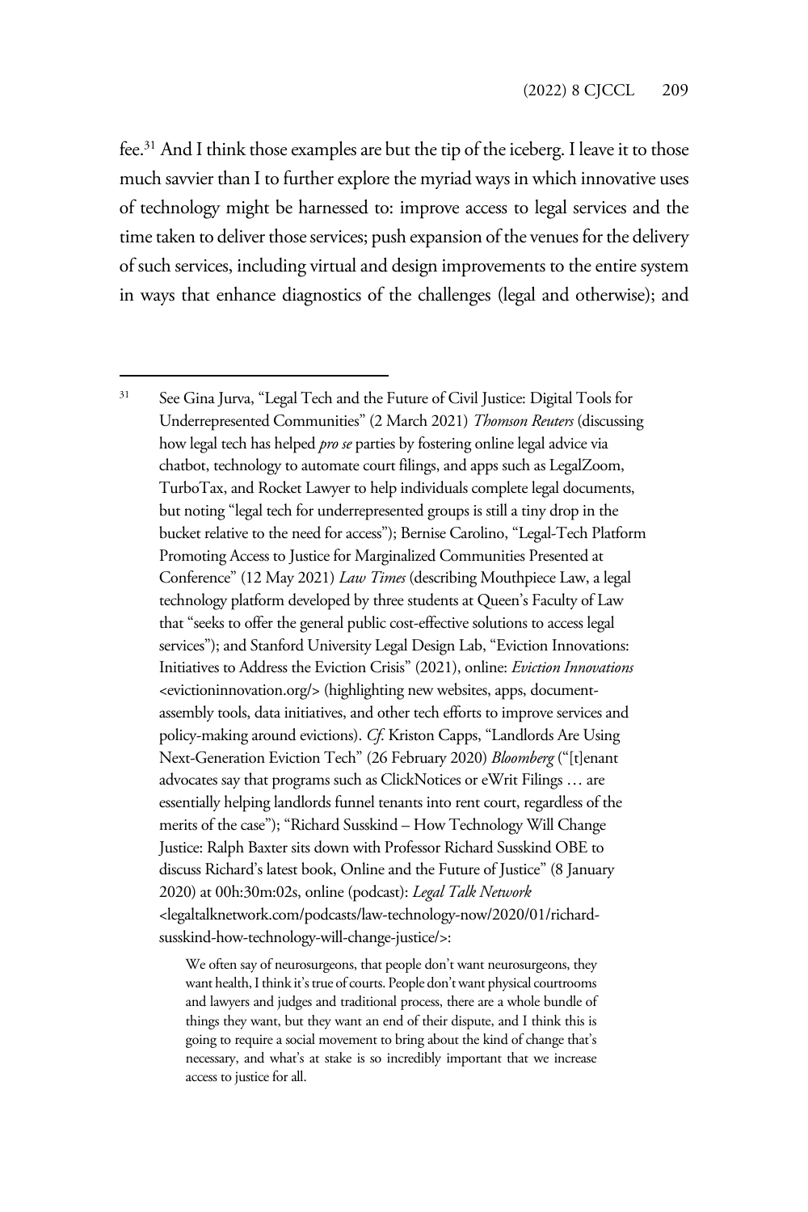fee.[31] And I think those examples are but the tip of the iceberg. I leave it to those much savvier than I to further explore the myriad ways in which innovative uses of technology might be harnessed to: improve access to legal services and the time taken to deliver those services; push expansion of the venues for the delivery of such services, including virtual and design improvements to the entire system in ways that enhance diagnostics of the challenges (legal and otherwise); and

---

[31] See Gina Jurva, "Legal Tech and the Future of Civil Justice: Digital Tools for Underrepresented Communities" (2 March 2021) *Thomson Reuters* (discussing how legal tech has helped *pro se* parties by fostering online legal advice via chatbot, technology to automate court filings, and apps such as LegalZoom, TurboTax, and Rocket Lawyer to help individuals complete legal documents, but noting "legal tech for underrepresented groups is still a tiny drop in the bucket relative to the need for access"); Bernise Carolino, "Legal-Tech Platform Promoting Access to Justice for Marginalized Communities Presented at Conference" (12 May 2021) *Law Times* (describing Mouthpiece Law, a legal technology platform developed by three students at Queen's Faculty of Law that "seeks to offer the general public cost-effective solutions to access legal services"); and Stanford University Legal Design Lab, "Eviction Innovations: Initiatives to Address the Eviction Crisis" (2021), online: *Eviction Innovations* <evictioninnovation.org/> (highlighting new websites, apps, document-assembly tools, data initiatives, and other tech efforts to improve services and policy-making around evictions). *Cf.* Kriston Capps, "Landlords Are Using Next-Generation Eviction Tech" (26 February 2020) *Bloomberg* ("[t]enant advocates say that programs such as ClickNotices or eWrit Filings … are essentially helping landlords funnel tenants into rent court, regardless of the merits of the case"); "Richard Susskind – How Technology Will Change Justice: Ralph Baxter sits down with Professor Richard Susskind OBE to discuss Richard's latest book, Online and the Future of Justice" (8 January 2020) at 00h:30m:02s, online (podcast): *Legal Talk Network* <legaltalknetwork.com/podcasts/law-technology-now/2020/01/richard-susskind-how-technology-will-change-justice/>:

> We often say of neurosurgeons, that people don't want neurosurgeons, they want health, I think it's true of courts. People don't want physical courtrooms and lawyers and judges and traditional process, there are a whole bundle of things they want, but they want an end of their dispute, and I think this is going to require a social movement to bring about the kind of change that's necessary, and what's at stake is so incredibly important that we increase access to justice for all.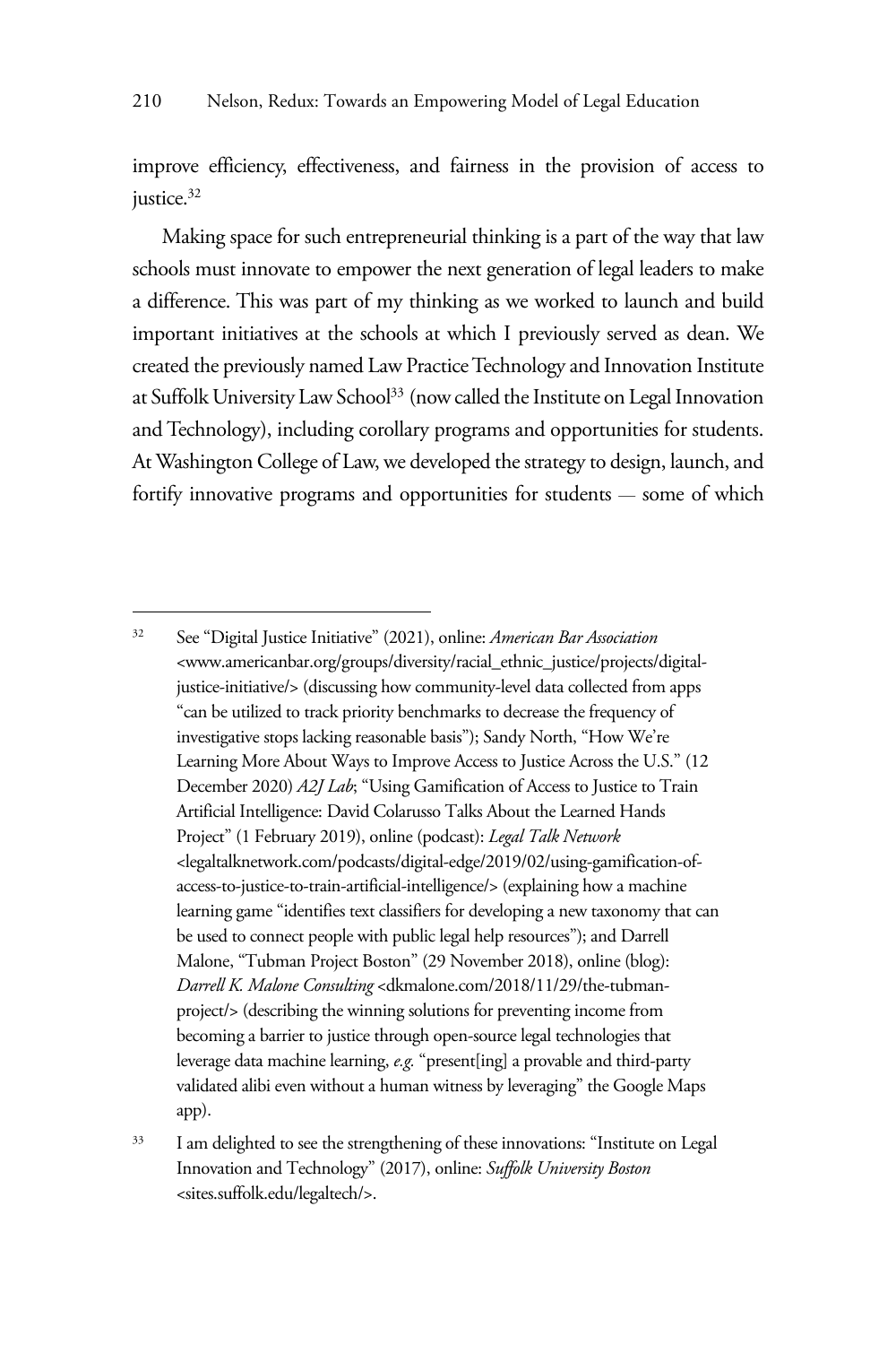improve efficiency, effectiveness, and fairness in the provision of access to justice.[32]

Making space for such entrepreneurial thinking is a part of the way that law schools must innovate to empower the next generation of legal leaders to make a difference. This was part of my thinking as we worked to launch and build important initiatives at the schools at which I previously served as dean. We created the previously named Law Practice Technology and Innovation Institute at Suffolk University Law School[33] (now called the Institute on Legal Innovation and Technology), including corollary programs and opportunities for students. At Washington College of Law, we developed the strategy to design, launch, and fortify innovative programs and opportunities for students — some of which

---

[32] See "Digital Justice Initiative" (2021), online: *American Bar Association* <www.americanbar.org/groups/diversity/racial_ethnic_justice/projects/digital-justice-initiative/> (discussing how community-level data collected from apps "can be utilized to track priority benchmarks to decrease the frequency of investigative stops lacking reasonable basis"); Sandy North, "How We're Learning More About Ways to Improve Access to Justice Across the U.S." (12 December 2020) *A2J Lab*; "Using Gamification of Access to Justice to Train Artificial Intelligence: David Colarusso Talks About the Learned Hands Project" (1 February 2019), online (podcast): *Legal Talk Network* <legaltalknetwork.com/podcasts/digital-edge/2019/02/using-gamification-of-access-to-justice-to-train-artificial-intelligence/> (explaining how a machine learning game "identifies text classifiers for developing a new taxonomy that can be used to connect people with public legal help resources"); and Darrell Malone, "Tubman Project Boston" (29 November 2018), online (blog): *Darrell K. Malone Consulting* <dkmalone.com/2018/11/29/the-tubman-project/> (describing the winning solutions for preventing income from becoming a barrier to justice through open-source legal technologies that leverage data machine learning, *e.g.* "present[ing] a provable and third-party validated alibi even without a human witness by leveraging" the Google Maps app).

[33] I am delighted to see the strengthening of these innovations: "Institute on Legal Innovation and Technology" (2017), online: *Suffolk University Boston* <sites.suffolk.edu/legaltech/>.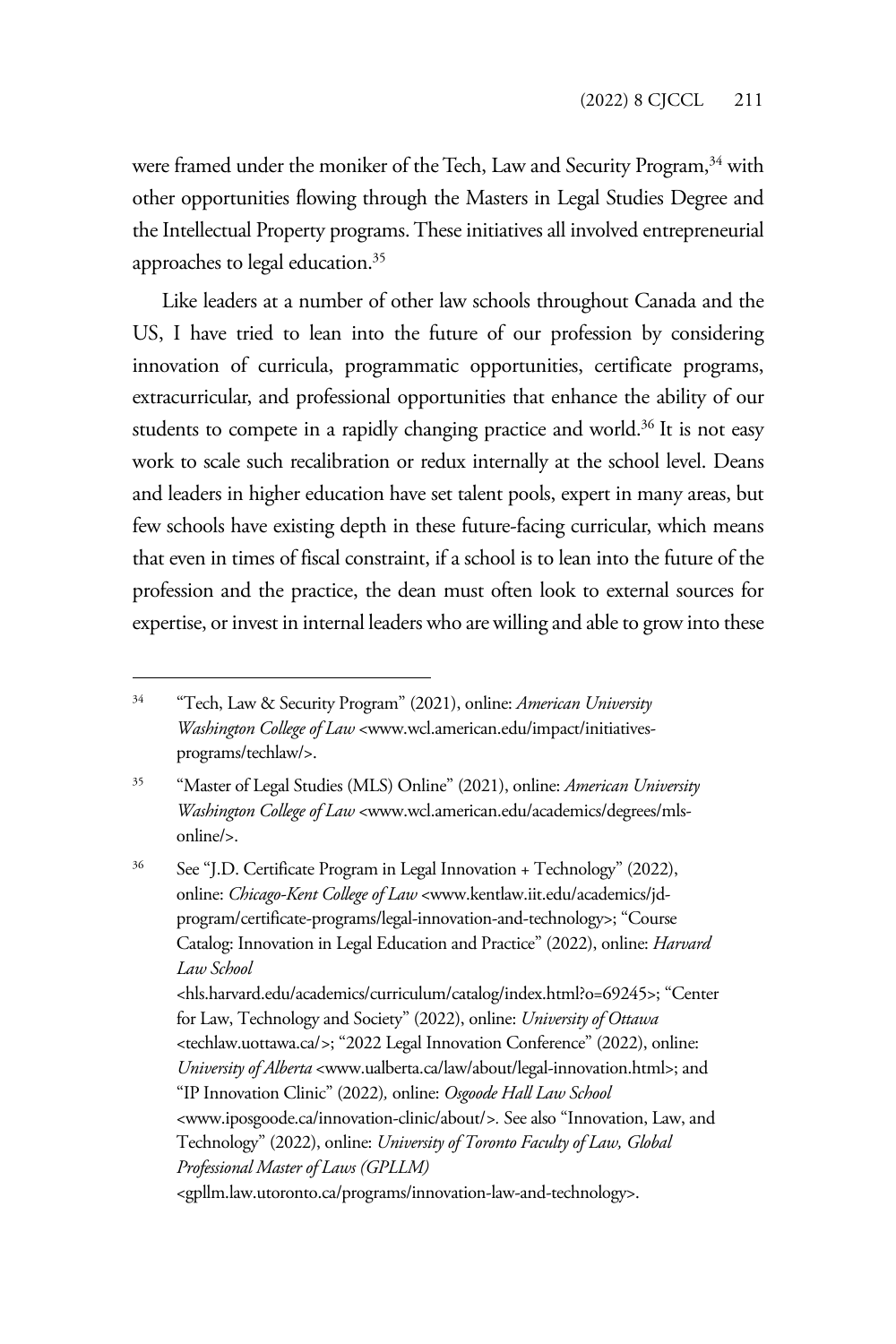were framed under the moniker of the Tech, Law and Security Program,[34] with other opportunities flowing through the Masters in Legal Studies Degree and the Intellectual Property programs. These initiatives all involved entrepreneurial approaches to legal education.[35]

Like leaders at a number of other law schools throughout Canada and the US, I have tried to lean into the future of our profession by considering innovation of curricula, programmatic opportunities, certificate programs, extracurricular, and professional opportunities that enhance the ability of our students to compete in a rapidly changing practice and world.[36] It is not easy work to scale such recalibration or redux internally at the school level. Deans and leaders in higher education have set talent pools, expert in many areas, but few schools have existing depth in these future-facing curricular, which means that even in times of fiscal constraint, if a school is to lean into the future of the profession and the practice, the dean must often look to external sources for expertise, or invest in internal leaders who are willing and able to grow into these

---

[34] "Tech, Law & Security Program" (2021), online: *American University Washington College of Law* <www.wcl.american.edu/impact/initiatives-programs/techlaw/>.

[35] "Master of Legal Studies (MLS) Online" (2021), online: *American University Washington College of Law* <www.wcl.american.edu/academics/degrees/mls-online/>.

[36] See "J.D. Certificate Program in Legal Innovation + Technology" (2022), online: *Chicago-Kent College of Law* <www.kentlaw.iit.edu/academics/jd-program/certificate-programs/legal-innovation-and-technology>; "Course Catalog: Innovation in Legal Education and Practice" (2022), online: *Harvard Law School* <hls.harvard.edu/academics/curriculum/catalog/index.html?o=69245>; "Center for Law, Technology and Society" (2022), online: *University of Ottawa* <techlaw.uottawa.ca/>; "2022 Legal Innovation Conference" (2022), online: *University of Alberta* <www.ualberta.ca/law/about/legal-innovation.html>; and "IP Innovation Clinic" (2022), online: *Osgoode Hall Law School* <www.iposgoode.ca/innovation-clinic/about/>. See also "Innovation, Law, and Technology" (2022), online: *University of Toronto Faculty of Law, Global Professional Master of Laws (GPLLM)* <gpllm.law.utoronto.ca/programs/innovation-law-and-technology>.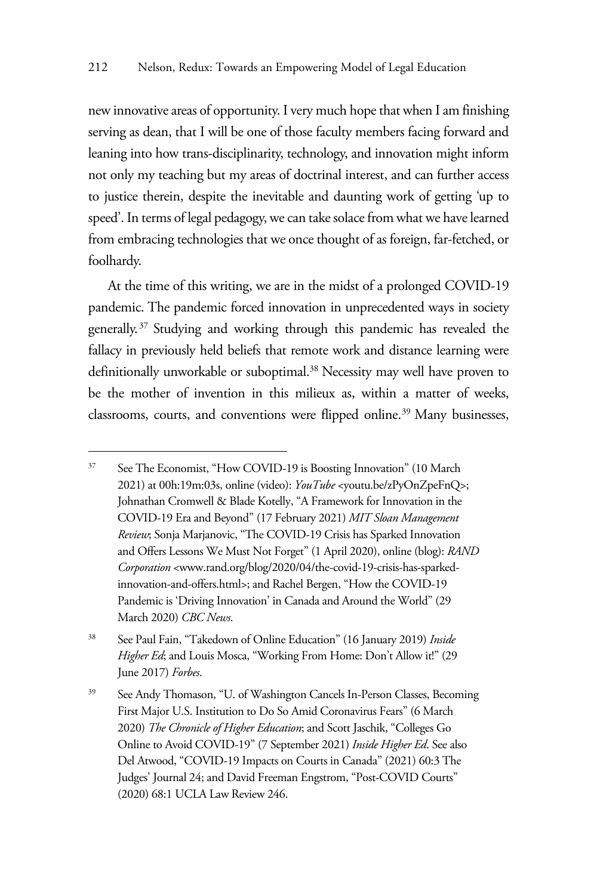new innovative areas of opportunity. I very much hope that when I am finishing serving as dean, that I will be one of those faculty members facing forward and leaning into how trans-disciplinarity, technology, and innovation might inform not only my teaching but my areas of doctrinal interest, and can further access to justice therein, despite the inevitable and daunting work of getting 'up to speed'. In terms of legal pedagogy, we can take solace from what we have learned from embracing technologies that we once thought of as foreign, far-fetched, or foolhardy.

At the time of this writing, we are in the midst of a prolonged COVID-19 pandemic. The pandemic forced innovation in unprecedented ways in society generally.[37] Studying and working through this pandemic has revealed the fallacy in previously held beliefs that remote work and distance learning were definitionally unworkable or suboptimal.[38] Necessity may well have proven to be the mother of invention in this milieux as, within a matter of weeks, classrooms, courts, and conventions were flipped online.[39] Many businesses,

---

[37] See The Economist, "How COVID-19 is Boosting Innovation" (10 March 2021) at 00h:19m:03s, online (video): *YouTube* <youtu.be/zPyOnZpeFnQ>; Johnathan Cromwell & Blade Kotelly, "A Framework for Innovation in the COVID-19 Era and Beyond" (17 February 2021) *MIT Sloan Management Review*; Sonja Marjanovic, "The COVID-19 Crisis has Sparked Innovation and Offers Lessons We Must Not Forget" (1 April 2020), online (blog): *RAND Corporation* <www.rand.org/blog/2020/04/the-covid-19-crisis-has-sparked-innovation-and-offers.html>; and Rachel Bergen, "How the COVID-19 Pandemic is 'Driving Innovation' in Canada and Around the World" (29 March 2020) *CBC News*.

[38] See Paul Fain, "Takedown of Online Education" (16 January 2019) *Inside Higher Ed*; and Louis Mosca, "Working From Home: Don't Allow it!" (29 June 2017) *Forbes*.

[39] See Andy Thomason, "U. of Washington Cancels In-Person Classes, Becoming First Major U.S. Institution to Do So Amid Coronavirus Fears" (6 March 2020) *The Chronicle of Higher Education*; and Scott Jaschik, "Colleges Go Online to Avoid COVID-19" (7 September 2021) *Inside Higher Ed*. See also Del Atwood, "COVID-19 Impacts on Courts in Canada" (2021) 60:3 The Judges' Journal 24; and David Freeman Engstrom, "Post-COVID Courts" (2020) 68:1 UCLA Law Review 246.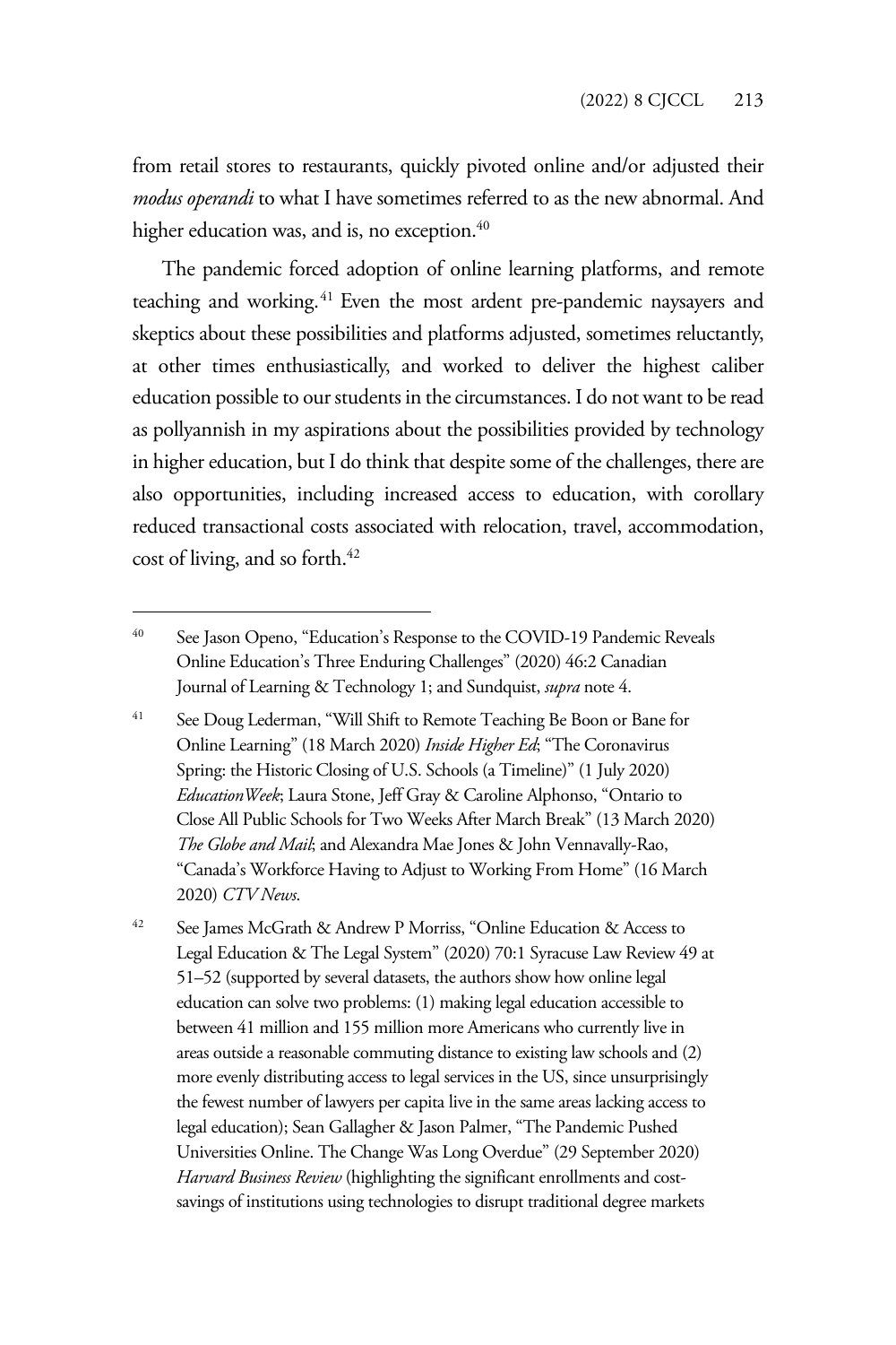from retail stores to restaurants, quickly pivoted online and/or adjusted their *modus operandi* to what I have sometimes referred to as the new abnormal. And higher education was, and is, no exception.[40]

The pandemic forced adoption of online learning platforms, and remote teaching and working.[41] Even the most ardent pre-pandemic naysayers and skeptics about these possibilities and platforms adjusted, sometimes reluctantly, at other times enthusiastically, and worked to deliver the highest caliber education possible to our students in the circumstances. I do not want to be read as pollyannish in my aspirations about the possibilities provided by technology in higher education, but I do think that despite some of the challenges, there are also opportunities, including increased access to education, with corollary reduced transactional costs associated with relocation, travel, accommodation, cost of living, and so forth.[42]

---

[40] See Jason Openo, "Education's Response to the COVID-19 Pandemic Reveals Online Education's Three Enduring Challenges" (2020) 46:2 Canadian Journal of Learning & Technology 1; and Sundquist, *supra* note 4.

[41] See Doug Lederman, "Will Shift to Remote Teaching Be Boon or Bane for Online Learning" (18 March 2020) *Inside Higher Ed*; "The Coronavirus Spring: the Historic Closing of U.S. Schools (a Timeline)" (1 July 2020) *EducationWeek*; Laura Stone, Jeff Gray & Caroline Alphonso, "Ontario to Close All Public Schools for Two Weeks After March Break" (13 March 2020) *The Globe and Mail*; and Alexandra Mae Jones & John Vennavally-Rao, "Canada's Workforce Having to Adjust to Working From Home" (16 March 2020) *CTV News*.

[42] See James McGrath & Andrew P Morriss, "Online Education & Access to Legal Education & The Legal System" (2020) 70:1 Syracuse Law Review 49 at 51–52 (supported by several datasets, the authors show how online legal education can solve two problems: (1) making legal education accessible to between 41 million and 155 million more Americans who currently live in areas outside a reasonable commuting distance to existing law schools and (2) more evenly distributing access to legal services in the US, since unsurprisingly the fewest number of lawyers per capita live in the same areas lacking access to legal education); Sean Gallagher & Jason Palmer, "The Pandemic Pushed Universities Online. The Change Was Long Overdue" (29 September 2020) *Harvard Business Review* (highlighting the significant enrollments and cost-savings of institutions using technologies to disrupt traditional degree markets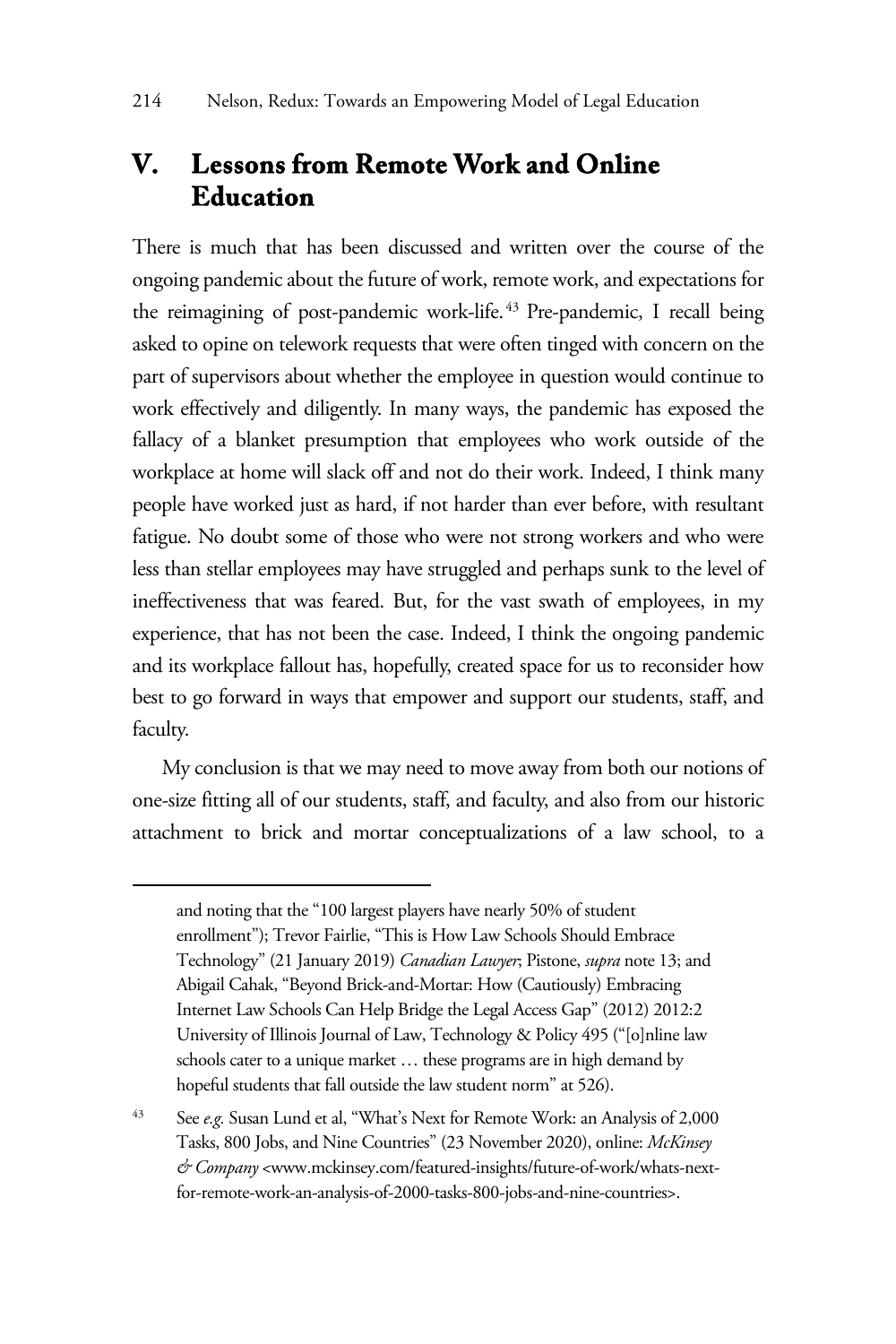## V. Lessons from Remote Work and Online Education

There is much that has been discussed and written over the course of the ongoing pandemic about the future of work, remote work, and expectations for the reimagining of post-pandemic work-life.[43] Pre-pandemic, I recall being asked to opine on telework requests that were often tinged with concern on the part of supervisors about whether the employee in question would continue to work effectively and diligently. In many ways, the pandemic has exposed the fallacy of a blanket presumption that employees who work outside of the workplace at home will slack off and not do their work. Indeed, I think many people have worked just as hard, if not harder than ever before, with resultant fatigue. No doubt some of those who were not strong workers and who were less than stellar employees may have struggled and perhaps sunk to the level of ineffectiveness that was feared. But, for the vast swath of employees, in my experience, that has not been the case. Indeed, I think the ongoing pandemic and its workplace fallout has, hopefully, created space for us to reconsider how best to go forward in ways that empower and support our students, staff, and faculty.

My conclusion is that we may need to move away from both our notions of one-size fitting all of our students, staff, and faculty, and also from our historic attachment to brick and mortar conceptualizations of a law school, to a

---

and noting that the "100 largest players have nearly 50% of student enrollment"); Trevor Fairlie, "This is How Law Schools Should Embrace Technology" (21 January 2019) *Canadian Lawyer*; Pistone, *supra* note 13; and Abigail Cahak, "Beyond Brick-and-Mortar: How (Cautiously) Embracing Internet Law Schools Can Help Bridge the Legal Access Gap" (2012) 2012:2 University of Illinois Journal of Law, Technology & Policy 495 ("[o]nline law schools cater to a unique market … these programs are in high demand by hopeful students that fall outside the law student norm" at 526).

[43] See *e.g.* Susan Lund et al, "What's Next for Remote Work: an Analysis of 2,000 Tasks, 800 Jobs, and Nine Countries" (23 November 2020), online: *McKinsey & Company* <www.mckinsey.com/featured-insights/future-of-work/whats-next-for-remote-work-an-analysis-of-2000-tasks-800-jobs-and-nine-countries>.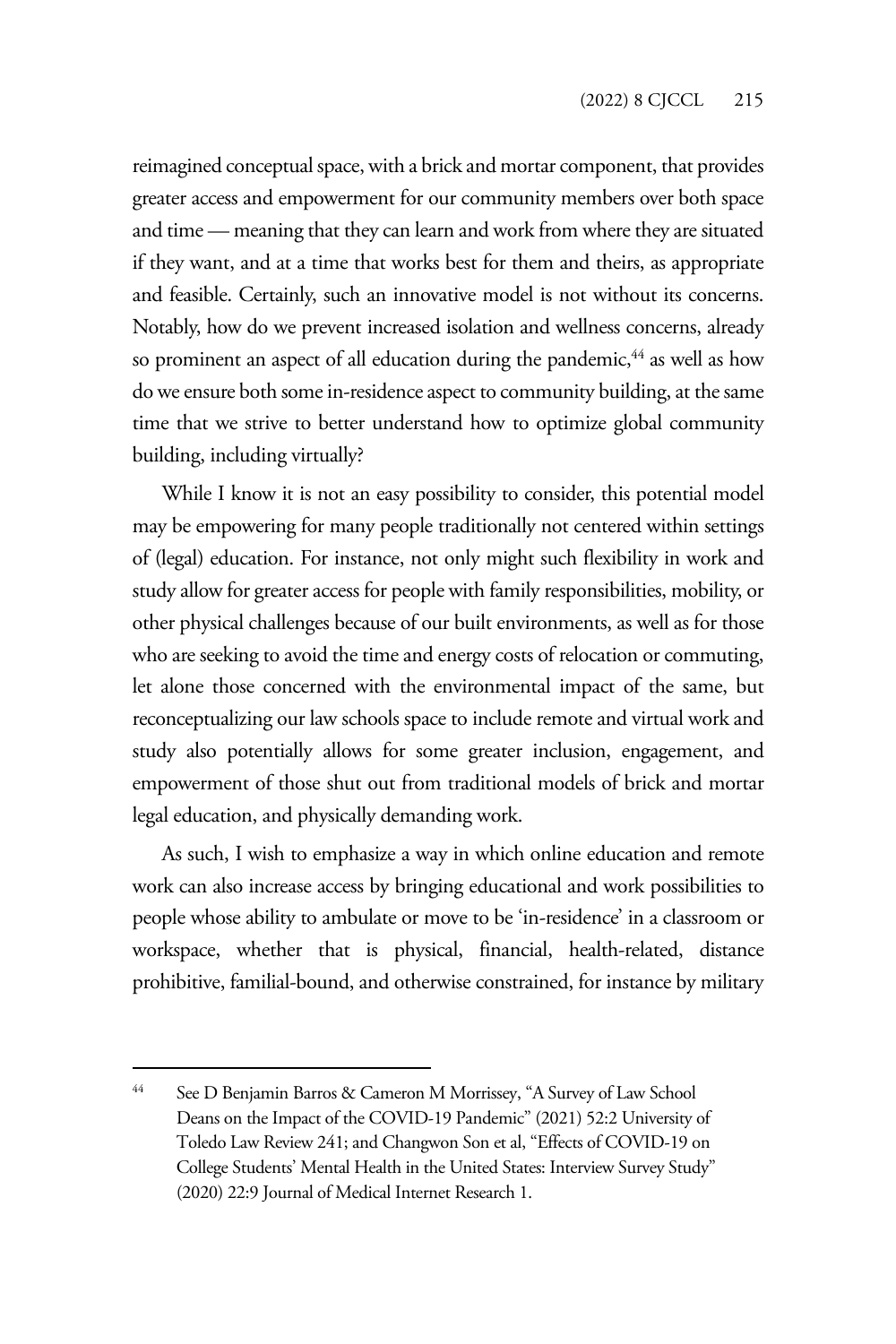reimagined conceptual space, with a brick and mortar component, that provides greater access and empowerment for our community members over both space and time — meaning that they can learn and work from where they are situated if they want, and at a time that works best for them and theirs, as appropriate and feasible. Certainly, such an innovative model is not without its concerns. Notably, how do we prevent increased isolation and wellness concerns, already so prominent an aspect of all education during the pandemic,[44] as well as how do we ensure both some in-residence aspect to community building, at the same time that we strive to better understand how to optimize global community building, including virtually?

While I know it is not an easy possibility to consider, this potential model may be empowering for many people traditionally not centered within settings of (legal) education. For instance, not only might such flexibility in work and study allow for greater access for people with family responsibilities, mobility, or other physical challenges because of our built environments, as well as for those who are seeking to avoid the time and energy costs of relocation or commuting, let alone those concerned with the environmental impact of the same, but reconceptualizing our law schools space to include remote and virtual work and study also potentially allows for some greater inclusion, engagement, and empowerment of those shut out from traditional models of brick and mortar legal education, and physically demanding work.

As such, I wish to emphasize a way in which online education and remote work can also increase access by bringing educational and work possibilities to people whose ability to ambulate or move to be 'in-residence' in a classroom or workspace, whether that is physical, financial, health-related, distance prohibitive, familial-bound, and otherwise constrained, for instance by military

---

[44] See D Benjamin Barros & Cameron M Morrissey, "A Survey of Law School Deans on the Impact of the COVID-19 Pandemic" (2021) 52:2 University of Toledo Law Review 241; and Changwon Son et al, "Effects of COVID-19 on College Students' Mental Health in the United States: Interview Survey Study" (2020) 22:9 Journal of Medical Internet Research 1.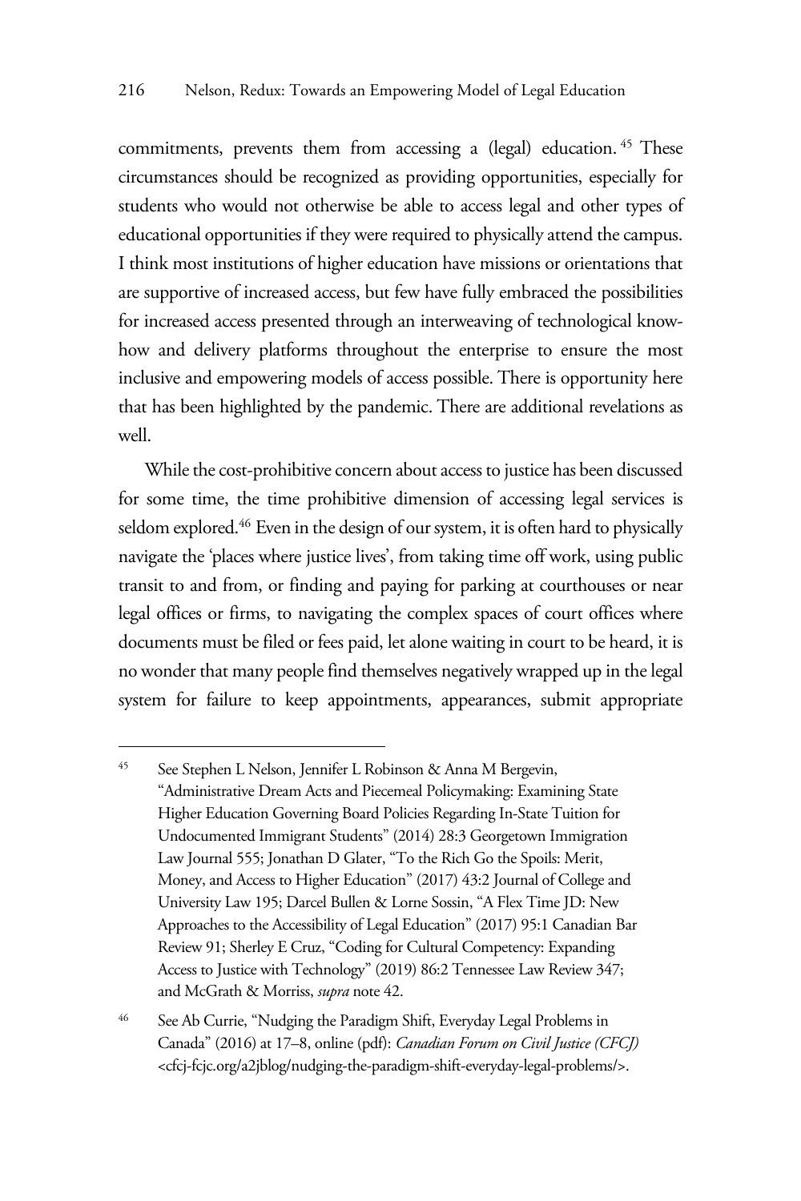commitments, prevents them from accessing a (legal) education.[45] These circumstances should be recognized as providing opportunities, especially for students who would not otherwise be able to access legal and other types of educational opportunities if they were required to physically attend the campus. I think most institutions of higher education have missions or orientations that are supportive of increased access, but few have fully embraced the possibilities for increased access presented through an interweaving of technological know-how and delivery platforms throughout the enterprise to ensure the most inclusive and empowering models of access possible. There is opportunity here that has been highlighted by the pandemic. There are additional revelations as well.

While the cost-prohibitive concern about access to justice has been discussed for some time, the time prohibitive dimension of accessing legal services is seldom explored.[46] Even in the design of our system, it is often hard to physically navigate the 'places where justice lives', from taking time off work, using public transit to and from, or finding and paying for parking at courthouses or near legal offices or firms, to navigating the complex spaces of court offices where documents must be filed or fees paid, let alone waiting in court to be heard, it is no wonder that many people find themselves negatively wrapped up in the legal system for failure to keep appointments, appearances, submit appropriate

---

[45] See Stephen L Nelson, Jennifer L Robinson & Anna M Bergevin, "Administrative Dream Acts and Piecemeal Policymaking: Examining State Higher Education Governing Board Policies Regarding In-State Tuition for Undocumented Immigrant Students" (2014) 28:3 Georgetown Immigration Law Journal 555; Jonathan D Glater, "To the Rich Go the Spoils: Merit, Money, and Access to Higher Education" (2017) 43:2 Journal of College and University Law 195; Darcel Bullen & Lorne Sossin, "A Flex Time JD: New Approaches to the Accessibility of Legal Education" (2017) 95:1 Canadian Bar Review 91; Sherley E Cruz, "Coding for Cultural Competency: Expanding Access to Justice with Technology" (2019) 86:2 Tennessee Law Review 347; and McGrath & Morriss, *supra* note 42.

[46] See Ab Currie, "Nudging the Paradigm Shift, Everyday Legal Problems in Canada" (2016) at 17–8, online (pdf): *Canadian Forum on Civil Justice (CFCJ)* <cfcj-fcjc.org/a2jblog/nudging-the-paradigm-shift-everyday-legal-problems/>.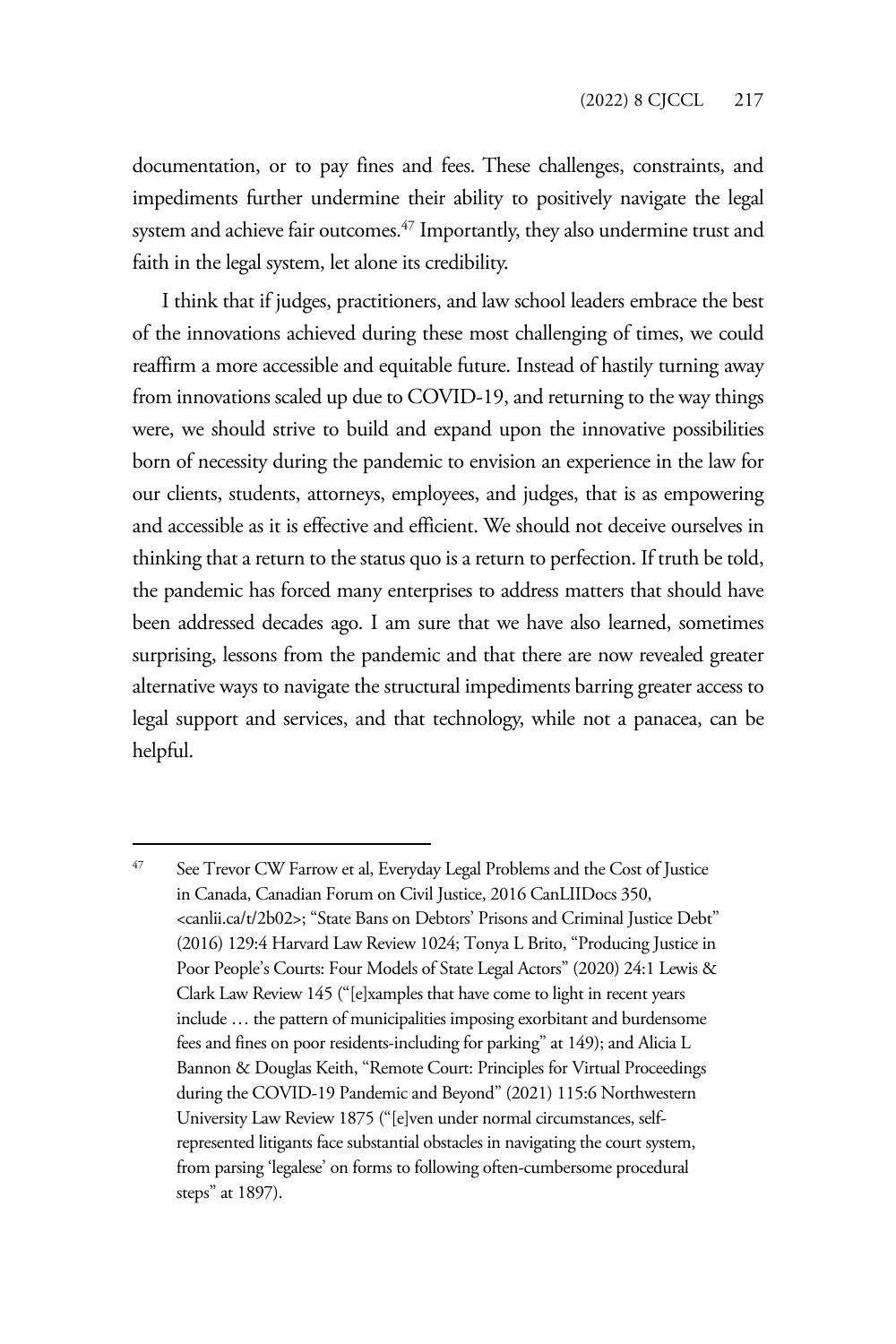documentation, or to pay fines and fees. These challenges, constraints, and impediments further undermine their ability to positively navigate the legal system and achieve fair outcomes.[47] Importantly, they also undermine trust and faith in the legal system, let alone its credibility.

I think that if judges, practitioners, and law school leaders embrace the best of the innovations achieved during these most challenging of times, we could reaffirm a more accessible and equitable future. Instead of hastily turning away from innovations scaled up due to COVID-19, and returning to the way things were, we should strive to build and expand upon the innovative possibilities born of necessity during the pandemic to envision an experience in the law for our clients, students, attorneys, employees, and judges, that is as empowering and accessible as it is effective and efficient. We should not deceive ourselves in thinking that a return to the status quo is a return to perfection. If truth be told, the pandemic has forced many enterprises to address matters that should have been addressed decades ago. I am sure that we have also learned, sometimes surprising, lessons from the pandemic and that there are now revealed greater alternative ways to navigate the structural impediments barring greater access to legal support and services, and that technology, while not a panacea, can be helpful.

---

[47] See Trevor CW Farrow et al, Everyday Legal Problems and the Cost of Justice in Canada, Canadian Forum on Civil Justice, 2016 CanLIIDocs 350, <canlii.ca/t/2b02>; "State Bans on Debtors' Prisons and Criminal Justice Debt" (2016) 129:4 Harvard Law Review 1024; Tonya L Brito, "Producing Justice in Poor People's Courts: Four Models of State Legal Actors" (2020) 24:1 Lewis & Clark Law Review 145 ("[e]xamples that have come to light in recent years include … the pattern of municipalities imposing exorbitant and burdensome fees and fines on poor residents-including for parking" at 149); and Alicia L Bannon & Douglas Keith, "Remote Court: Principles for Virtual Proceedings during the COVID-19 Pandemic and Beyond" (2021) 115:6 Northwestern University Law Review 1875 ("[e]ven under normal circumstances, self-represented litigants face substantial obstacles in navigating the court system, from parsing 'legalese' on forms to following often-cumbersome procedural steps" at 1897).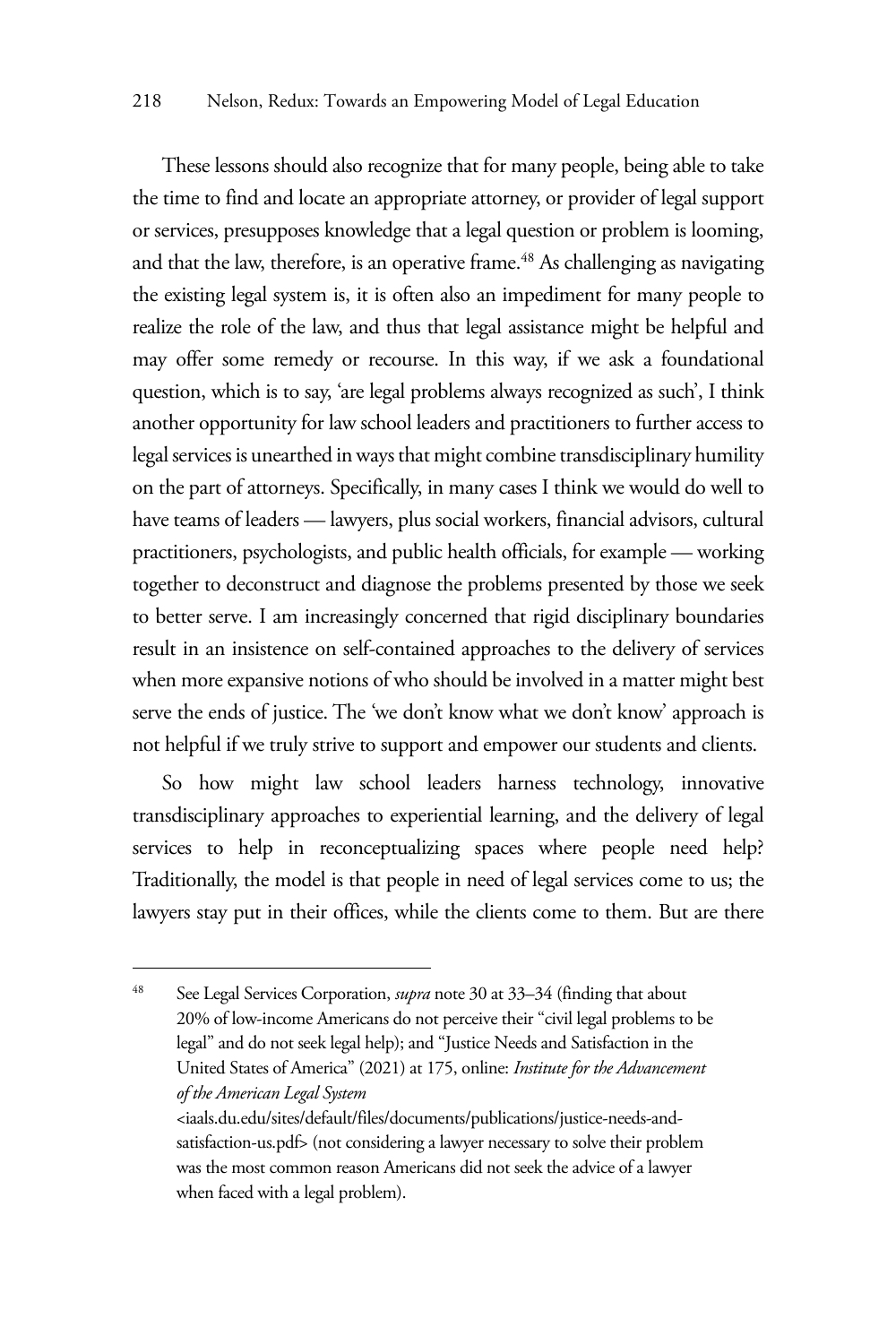These lessons should also recognize that for many people, being able to take the time to find and locate an appropriate attorney, or provider of legal support or services, presupposes knowledge that a legal question or problem is looming, and that the law, therefore, is an operative frame.[48] As challenging as navigating the existing legal system is, it is often also an impediment for many people to realize the role of the law, and thus that legal assistance might be helpful and may offer some remedy or recourse. In this way, if we ask a foundational question, which is to say, 'are legal problems always recognized as such', I think another opportunity for law school leaders and practitioners to further access to legal services is unearthed in ways that might combine transdisciplinary humility on the part of attorneys. Specifically, in many cases I think we would do well to have teams of leaders — lawyers, plus social workers, financial advisors, cultural practitioners, psychologists, and public health officials, for example — working together to deconstruct and diagnose the problems presented by those we seek to better serve. I am increasingly concerned that rigid disciplinary boundaries result in an insistence on self-contained approaches to the delivery of services when more expansive notions of who should be involved in a matter might best serve the ends of justice. The 'we don't know what we don't know' approach is not helpful if we truly strive to support and empower our students and clients.

So how might law school leaders harness technology, innovative transdisciplinary approaches to experiential learning, and the delivery of legal services to help in reconceptualizing spaces where people need help? Traditionally, the model is that people in need of legal services come to us; the lawyers stay put in their offices, while the clients come to them. But are there

---

[48] See Legal Services Corporation, *supra* note 30 at 33–34 (finding that about 20% of low-income Americans do not perceive their "civil legal problems to be legal" and do not seek legal help); and "Justice Needs and Satisfaction in the United States of America" (2021) at 175, online: *Institute for the Advancement of the American Legal System* <iaals.du.edu/sites/default/files/documents/publications/justice-needs-and-satisfaction-us.pdf> (not considering a lawyer necessary to solve their problem was the most common reason Americans did not seek the advice of a lawyer when faced with a legal problem).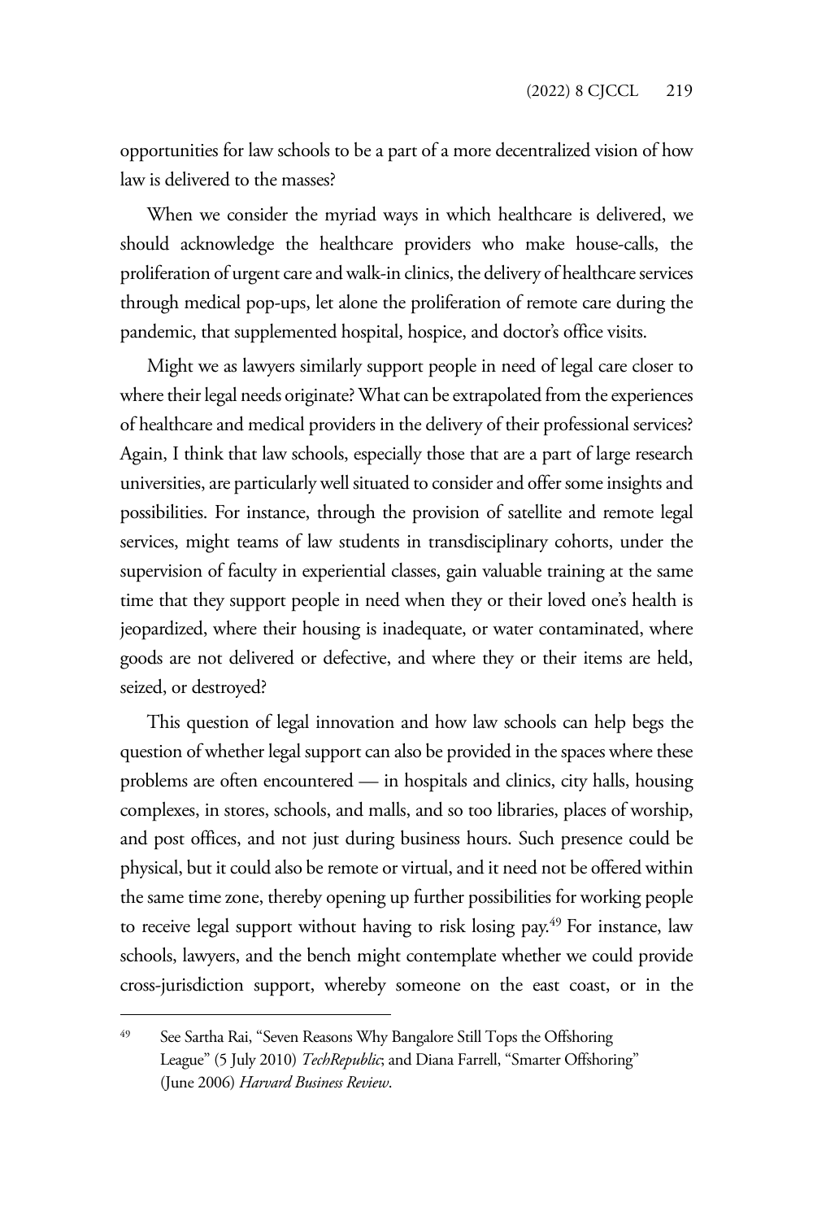opportunities for law schools to be a part of a more decentralized vision of how law is delivered to the masses?

When we consider the myriad ways in which healthcare is delivered, we should acknowledge the healthcare providers who make house-calls, the proliferation of urgent care and walk-in clinics, the delivery of healthcare services through medical pop-ups, let alone the proliferation of remote care during the pandemic, that supplemented hospital, hospice, and doctor's office visits.

Might we as lawyers similarly support people in need of legal care closer to where their legal needs originate? What can be extrapolated from the experiences of healthcare and medical providers in the delivery of their professional services? Again, I think that law schools, especially those that are a part of large research universities, are particularly well situated to consider and offer some insights and possibilities. For instance, through the provision of satellite and remote legal services, might teams of law students in transdisciplinary cohorts, under the supervision of faculty in experiential classes, gain valuable training at the same time that they support people in need when they or their loved one's health is jeopardized, where their housing is inadequate, or water contaminated, where goods are not delivered or defective, and where they or their items are held, seized, or destroyed?

This question of legal innovation and how law schools can help begs the question of whether legal support can also be provided in the spaces where these problems are often encountered — in hospitals and clinics, city halls, housing complexes, in stores, schools, and malls, and so too libraries, places of worship, and post offices, and not just during business hours. Such presence could be physical, but it could also be remote or virtual, and it need not be offered within the same time zone, thereby opening up further possibilities for working people to receive legal support without having to risk losing pay.[49] For instance, law schools, lawyers, and the bench might contemplate whether we could provide cross-jurisdiction support, whereby someone on the east coast, or in the

---

[49] See Sartha Rai, "Seven Reasons Why Bangalore Still Tops the Offshoring League" (5 July 2010) *TechRepublic*; and Diana Farrell, "Smarter Offshoring" (June 2006) *Harvard Business Review*.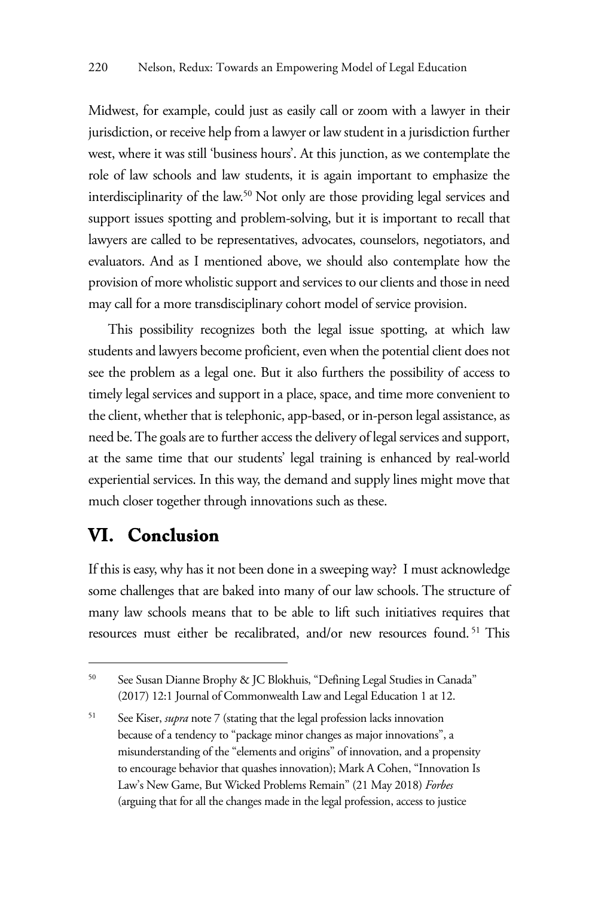Midwest, for example, could just as easily call or zoom with a lawyer in their jurisdiction, or receive help from a lawyer or law student in a jurisdiction further west, where it was still 'business hours'. At this junction, as we contemplate the role of law schools and law students, it is again important to emphasize the interdisciplinarity of the law.[50] Not only are those providing legal services and support issues spotting and problem-solving, but it is important to recall that lawyers are called to be representatives, advocates, counselors, negotiators, and evaluators. And as I mentioned above, we should also contemplate how the provision of more wholistic support and services to our clients and those in need may call for a more transdisciplinary cohort model of service provision.

This possibility recognizes both the legal issue spotting, at which law students and lawyers become proficient, even when the potential client does not see the problem as a legal one. But it also furthers the possibility of access to timely legal services and support in a place, space, and time more convenient to the client, whether that is telephonic, app-based, or in-person legal assistance, as need be. The goals are to further access the delivery of legal services and support, at the same time that our students' legal training is enhanced by real-world experiential services. In this way, the demand and supply lines might move that much closer together through innovations such as these.

## VI. Conclusion

If this is easy, why has it not been done in a sweeping way? I must acknowledge some challenges that are baked into many of our law schools. The structure of many law schools means that to be able to lift such initiatives requires that resources must either be recalibrated, and/or new resources found.[51] This

---

[50] See Susan Dianne Brophy & JC Blokhuis, "Defining Legal Studies in Canada" (2017) 12:1 Journal of Commonwealth Law and Legal Education 1 at 12.

[51] See Kiser, *supra* note 7 (stating that the legal profession lacks innovation because of a tendency to "package minor changes as major innovations", a misunderstanding of the "elements and origins" of innovation, and a propensity to encourage behavior that quashes innovation); Mark A Cohen, "Innovation Is Law's New Game, But Wicked Problems Remain" (21 May 2018) *Forbes* (arguing that for all the changes made in the legal profession, access to justice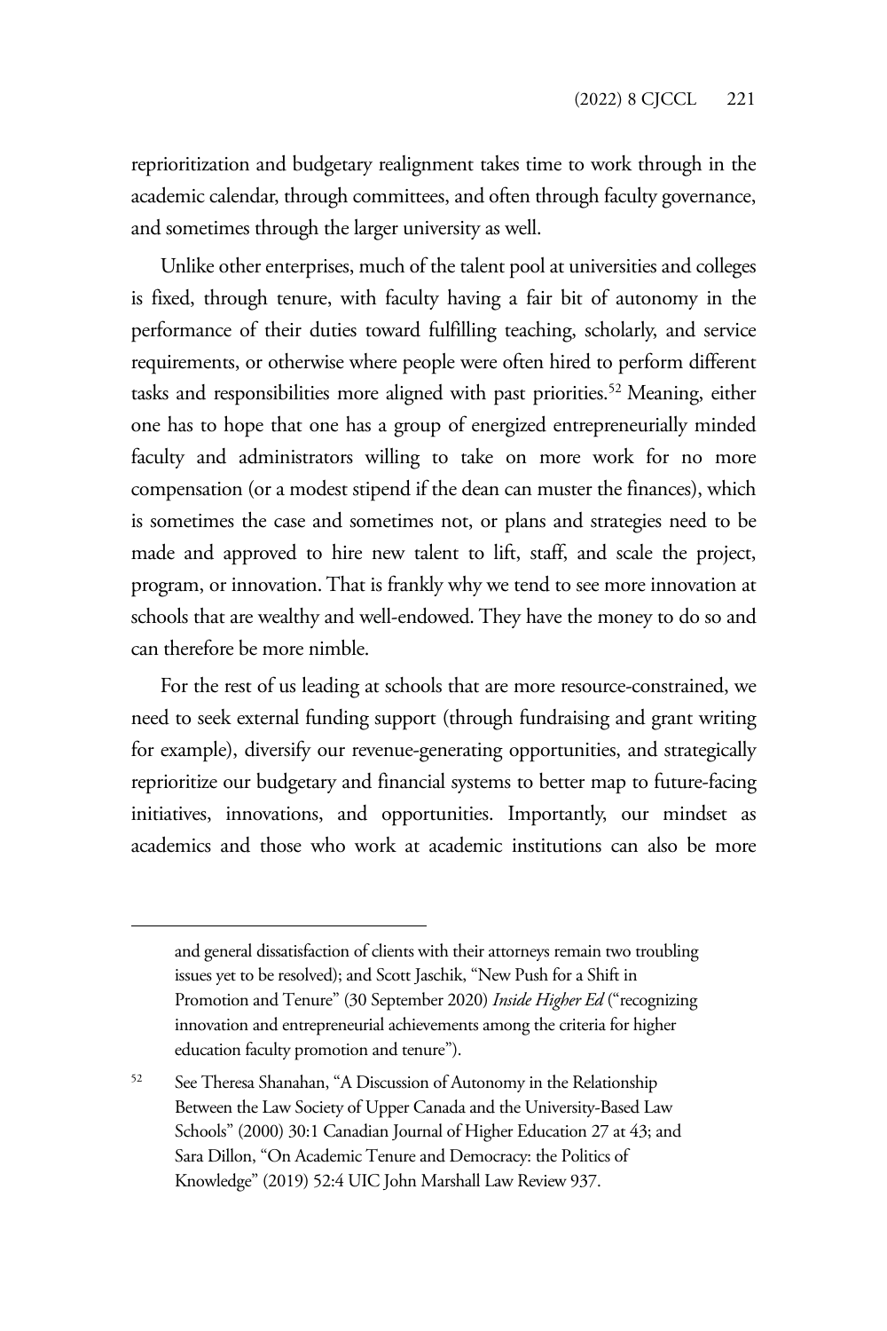reprioritization and budgetary realignment takes time to work through in the academic calendar, through committees, and often through faculty governance, and sometimes through the larger university as well.

Unlike other enterprises, much of the talent pool at universities and colleges is fixed, through tenure, with faculty having a fair bit of autonomy in the performance of their duties toward fulfilling teaching, scholarly, and service requirements, or otherwise where people were often hired to perform different tasks and responsibilities more aligned with past priorities.[52] Meaning, either one has to hope that one has a group of energized entrepreneurially minded faculty and administrators willing to take on more work for no more compensation (or a modest stipend if the dean can muster the finances), which is sometimes the case and sometimes not, or plans and strategies need to be made and approved to hire new talent to lift, staff, and scale the project, program, or innovation. That is frankly why we tend to see more innovation at schools that are wealthy and well-endowed. They have the money to do so and can therefore be more nimble.

For the rest of us leading at schools that are more resource-constrained, we need to seek external funding support (through fundraising and grant writing for example), diversify our revenue-generating opportunities, and strategically reprioritize our budgetary and financial systems to better map to future-facing initiatives, innovations, and opportunities. Importantly, our mindset as academics and those who work at academic institutions can also be more

---

and general dissatisfaction of clients with their attorneys remain two troubling issues yet to be resolved); and Scott Jaschik, "New Push for a Shift in Promotion and Tenure" (30 September 2020) *Inside Higher Ed* ("recognizing innovation and entrepreneurial achievements among the criteria for higher education faculty promotion and tenure").

[52] See Theresa Shanahan, "A Discussion of Autonomy in the Relationship Between the Law Society of Upper Canada and the University-Based Law Schools" (2000) 30:1 Canadian Journal of Higher Education 27 at 43; and Sara Dillon, "On Academic Tenure and Democracy: the Politics of Knowledge" (2019) 52:4 UIC John Marshall Law Review 937.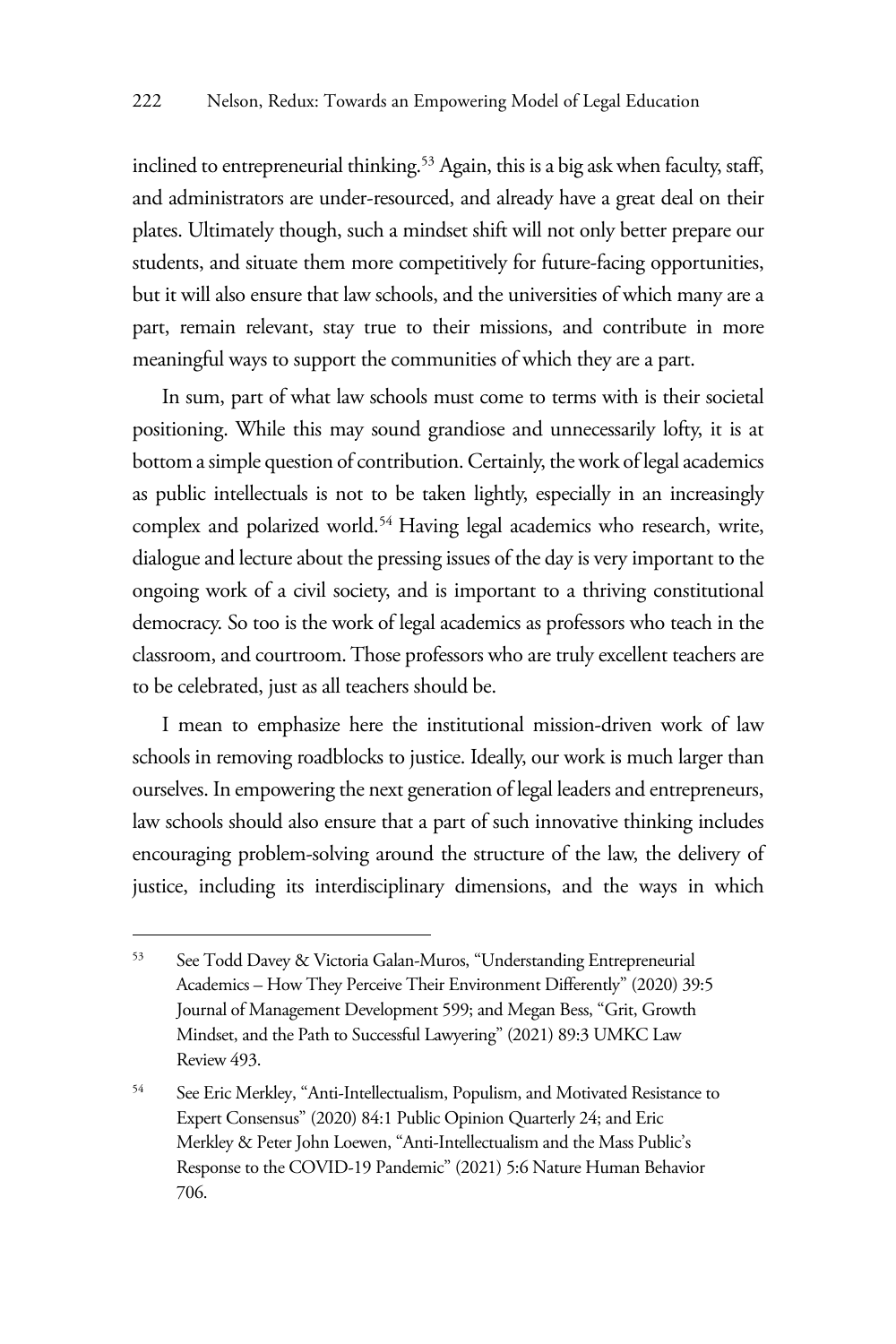inclined to entrepreneurial thinking.[53] Again, this is a big ask when faculty, staff, and administrators are under-resourced, and already have a great deal on their plates. Ultimately though, such a mindset shift will not only better prepare our students, and situate them more competitively for future-facing opportunities, but it will also ensure that law schools, and the universities of which many are a part, remain relevant, stay true to their missions, and contribute in more meaningful ways to support the communities of which they are a part.

In sum, part of what law schools must come to terms with is their societal positioning. While this may sound grandiose and unnecessarily lofty, it is at bottom a simple question of contribution. Certainly, the work of legal academics as public intellectuals is not to be taken lightly, especially in an increasingly complex and polarized world.[54] Having legal academics who research, write, dialogue and lecture about the pressing issues of the day is very important to the ongoing work of a civil society, and is important to a thriving constitutional democracy. So too is the work of legal academics as professors who teach in the classroom, and courtroom. Those professors who are truly excellent teachers are to be celebrated, just as all teachers should be.

I mean to emphasize here the institutional mission-driven work of law schools in removing roadblocks to justice. Ideally, our work is much larger than ourselves. In empowering the next generation of legal leaders and entrepreneurs, law schools should also ensure that a part of such innovative thinking includes encouraging problem-solving around the structure of the law, the delivery of justice, including its interdisciplinary dimensions, and the ways in which

---

[53] See Todd Davey & Victoria Galan-Muros, "Understanding Entrepreneurial Academics – How They Perceive Their Environment Differently" (2020) 39:5 Journal of Management Development 599; and Megan Bess, "Grit, Growth Mindset, and the Path to Successful Lawyering" (2021) 89:3 UMKC Law Review 493.

[54] See Eric Merkley, "Anti-Intellectualism, Populism, and Motivated Resistance to Expert Consensus" (2020) 84:1 Public Opinion Quarterly 24; and Eric Merkley & Peter John Loewen, "Anti-Intellectualism and the Mass Public's Response to the COVID-19 Pandemic" (2021) 5:6 Nature Human Behavior 706.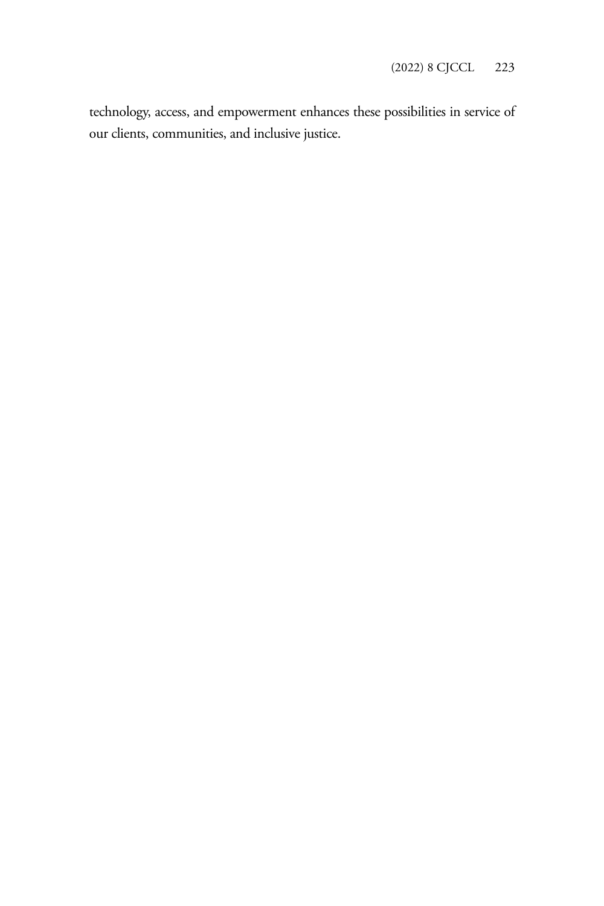technology, access, and empowerment enhances these possibilities in service of our clients, communities, and inclusive justice.